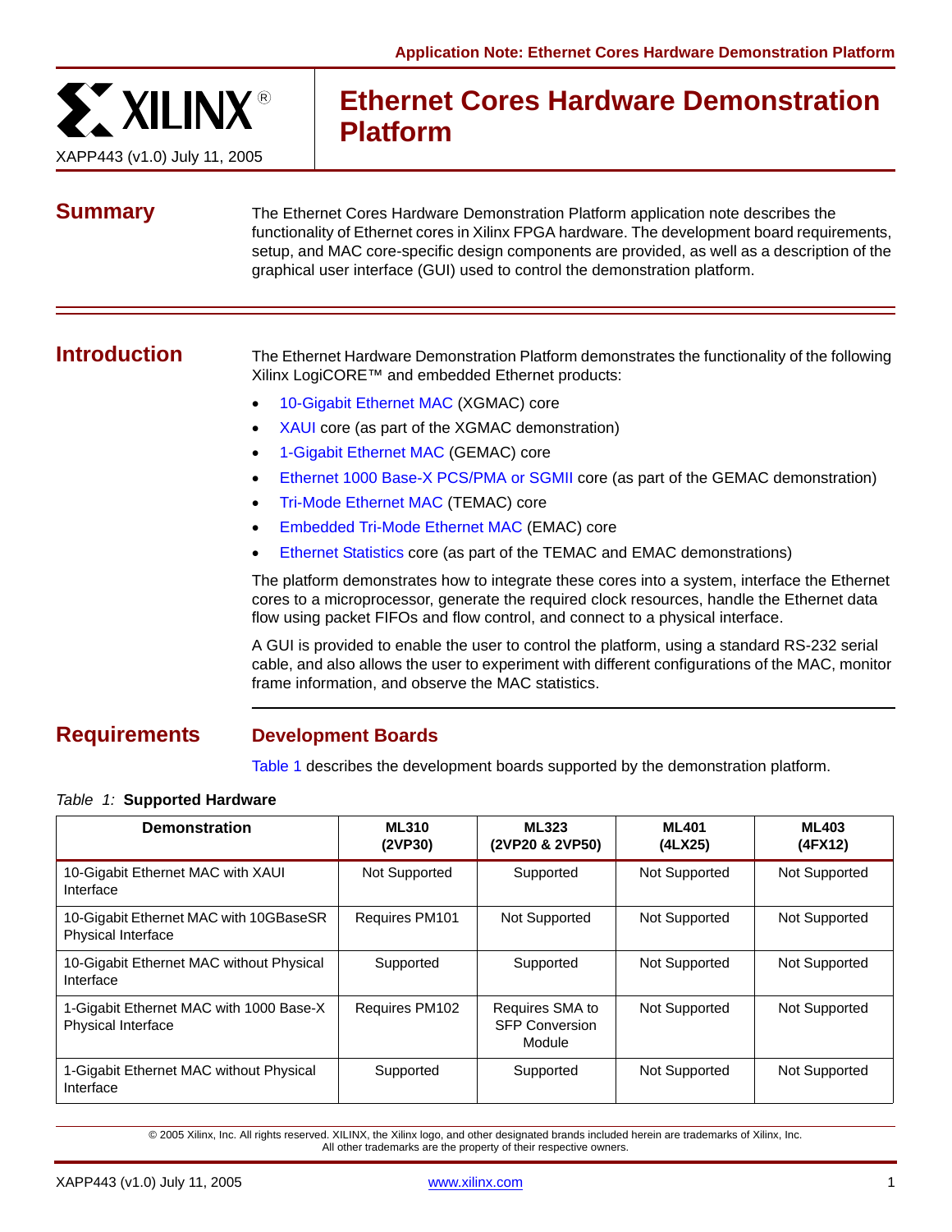# Ethernet Cores Hardware Demonstration Platform

XAPP443 (v1.0) July 11, 2005

## Summary

The Ethernet Cores Hardware Demonstration Platform application note describes the functionality of Ethernet cores in Xilinx FPGA hardware. The development board requirements, setup, and MAC core-specific design components are provided, as well as a description of the graphical user interface (GUI) used to control the demonstration platform.

## Introduction

The Ethernet Hardware Demonstration Platform demonstrates the functionality of the following Xilinx LogiCORE™ and embedded Ethernet products:

- 10-Gigabit Ethernet MAC (XGMAC) core
- XAUI core (as part of the XGMAC demonstration)
- 1-Gigabit Ethernet MAC (GEMAC) core
- Ethernet 1000 Base-X PCS/PMA or SGMII core (as part of the GEMAC demonstration)
- Tri-Mode Ethernet MAC (TEMAC) core
- Embedded Tri-Mode Ethernet MAC (EMAC) core
- Ethernet Statistics core (as part of the TEMAC and EMAC demonstrations)

The platform demonstrates how to integrate these cores into a system, interface the Ethernet cores to a microprocessor, generate the required clock resources, handle the Ethernet data flow using packet FIFOs and flow control, and connect to a physical interface.

A GUI is provided to enable the user to control the platform, using a standard RS-232 serial cable, and also allows the user to experiment with different configurations of the MAC, monitor frame information, and observe the MAC statistics.

## Requirements

### Development Boards

Table 1 describes the development boards supported by the demonstration platform.

*Table 1:* **Supported Hardware**

| Demonstration | ML310 (2VP30) | ML323 (2VP20 & 2VP50) | ML401 (4LX25) | ML403 (4FX12) |
|---|---|---|---|---|
| 10-Gigabit Ethernet MAC with XAUI Interface | Not Supported | Supported | Not Supported | Not Supported |
| 10-Gigabit Ethernet MAC with 10GBaseSR Physical Interface | Requires PM101 | Not Supported | Not Supported | Not Supported |
| 10-Gigabit Ethernet MAC without Physical Interface | Supported | Supported | Not Supported | Not Supported |
| 1-Gigabit Ethernet MAC with 1000 Base-X Physical Interface | Requires PM102 | Requires SMA to SFP Conversion Module | Not Supported | Not Supported |
| 1-Gigabit Ethernet MAC without Physical Interface | Supported | Supported | Not Supported | Not Supported |

© 2005 Xilinx, Inc. All rights reserved. XILINX, the Xilinx logo, and other designated brands included herein are trademarks of Xilinx, Inc. All other trademarks are the property of their respective owners.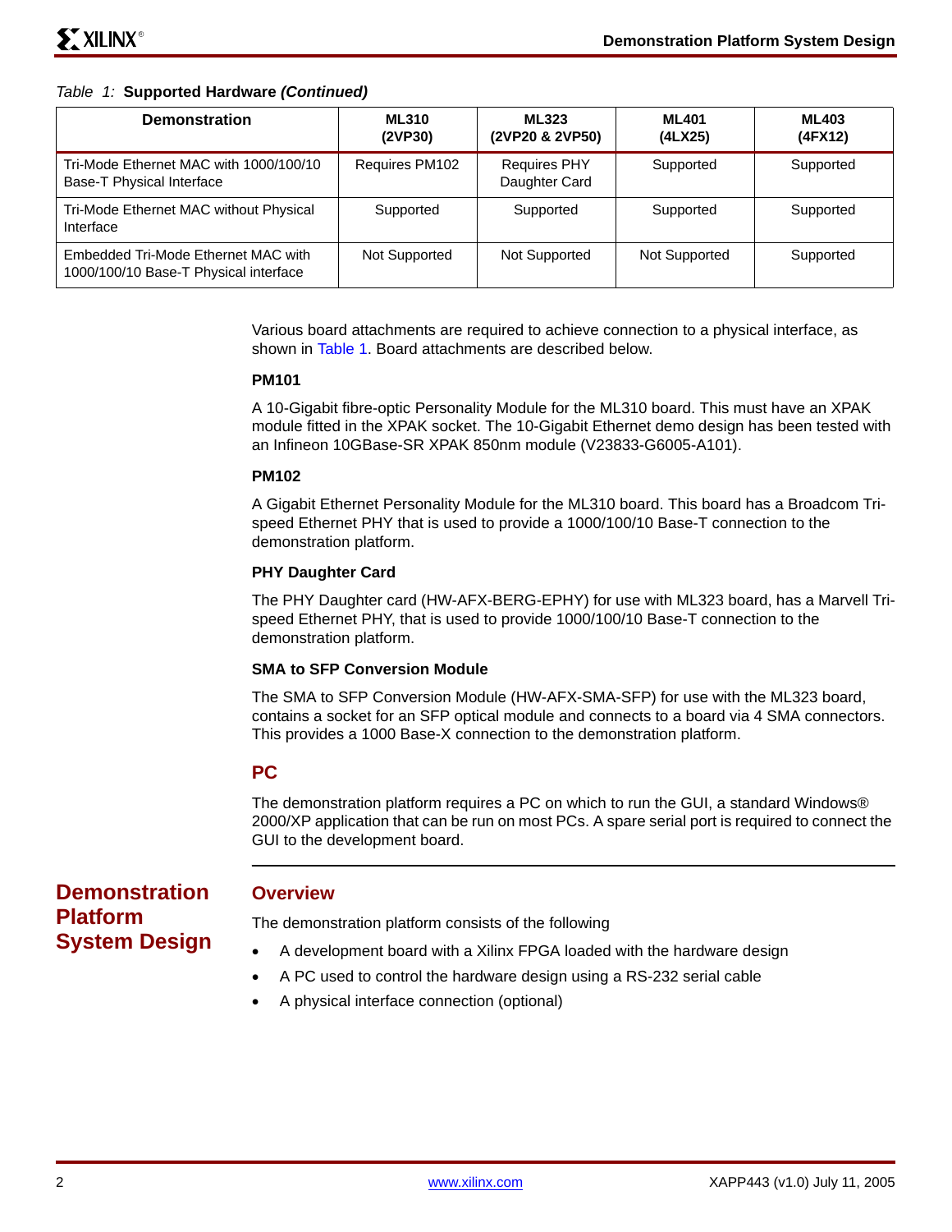*Table 1:* **Supported Hardware *(Continued)***

| Demonstration | ML310 (2VP30) | ML323 (2VP20 & 2VP50) | ML401 (4LX25) | ML403 (4FX12) |
|---|---|---|---|---|
| Tri-Mode Ethernet MAC with 1000/100/10 Base-T Physical Interface | Requires PM102 | Requires PHY Daughter Card | Supported | Supported |
| Tri-Mode Ethernet MAC without Physical Interface | Supported | Supported | Supported | Supported |
| Embedded Tri-Mode Ethernet MAC with 1000/100/10 Base-T Physical interface | Not Supported | Not Supported | Not Supported | Supported |

Various board attachments are required to achieve connection to a physical interface, as shown in Table 1. Board attachments are described below.

#### PM101

A 10-Gigabit fibre-optic Personality Module for the ML310 board. This must have an XPAK module fitted in the XPAK socket. The 10-Gigabit Ethernet demo design has been tested with an Infineon 10GBase-SR XPAK 850nm module (V23833-G6005-A101).

#### PM102

A Gigabit Ethernet Personality Module for the ML310 board. This board has a Broadcom Tri-speed Ethernet PHY that is used to provide a 1000/100/10 Base-T connection to the demonstration platform.

#### PHY Daughter Card

The PHY Daughter card (HW-AFX-BERG-EPHY) for use with ML323 board, has a Marvell Tri-speed Ethernet PHY, that is used to provide 1000/100/10 Base-T connection to the demonstration platform.

#### SMA to SFP Conversion Module

The SMA to SFP Conversion Module (HW-AFX-SMA-SFP) for use with the ML323 board, contains a socket for an SFP optical module and connects to a board via 4 SMA connectors. This provides a 1000 Base-X connection to the demonstration platform.

### PC

The demonstration platform requires a PC on which to run the GUI, a standard Windows® 2000/XP application that can be run on most PCs. A spare serial port is required to connect the GUI to the development board.

## Demonstration Platform System Design

### Overview

The demonstration platform consists of the following

- A development board with a Xilinx FPGA loaded with the hardware design
- A PC used to control the hardware design using a RS-232 serial cable
- A physical interface connection (optional)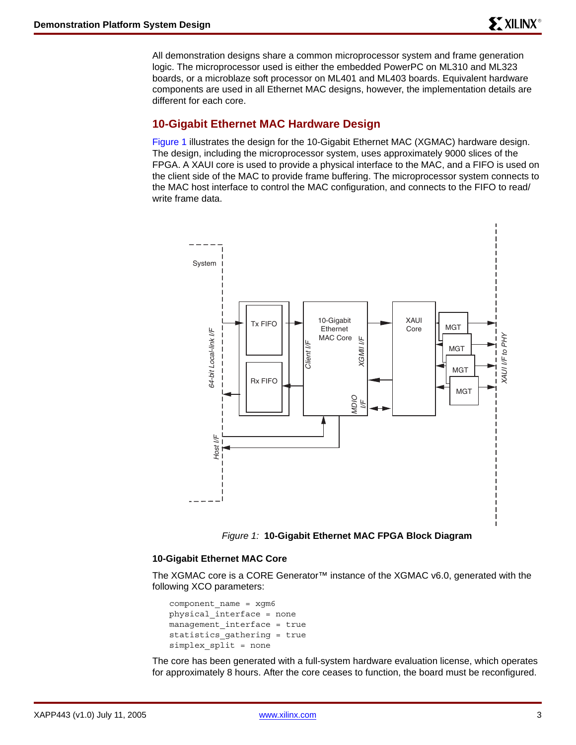All demonstration designs share a common microprocessor system and frame generation logic. The microprocessor used is either the embedded PowerPC on ML310 and ML323 boards, or a microblaze soft processor on ML401 and ML403 boards. Equivalent hardware components are used in all Ethernet MAC designs, however, the implementation details are different for each core.

## 10-Gigabit Ethernet MAC Hardware Design

Figure 1 illustrates the design for the 10-Gigabit Ethernet MAC (XGMAC) hardware design. The design, including the microprocessor system, uses approximately 9000 slices of the FPGA. A XAUI core is used to provide a physical interface to the MAC, and a FIFO is used on the client side of the MAC to provide frame buffering. The microprocessor system connects to the MAC host interface to control the MAC configuration, and connects to the FIFO to read/write frame data.

*Figure 1:* **10-Gigabit Ethernet MAC FPGA Block Diagram**

### 10-Gigabit Ethernet MAC Core

The XGMAC core is a CORE Generator™ instance of the XGMAC v6.0, generated with the following XCO parameters:

```
component_name = xgm6
physical_interface = none
management_interface = true
statistics_gathering = true
simplex_split = none
```

The core has been generated with a full-system hardware evaluation license, which operates for approximately 8 hours. After the core ceases to function, the board must be reconfigured.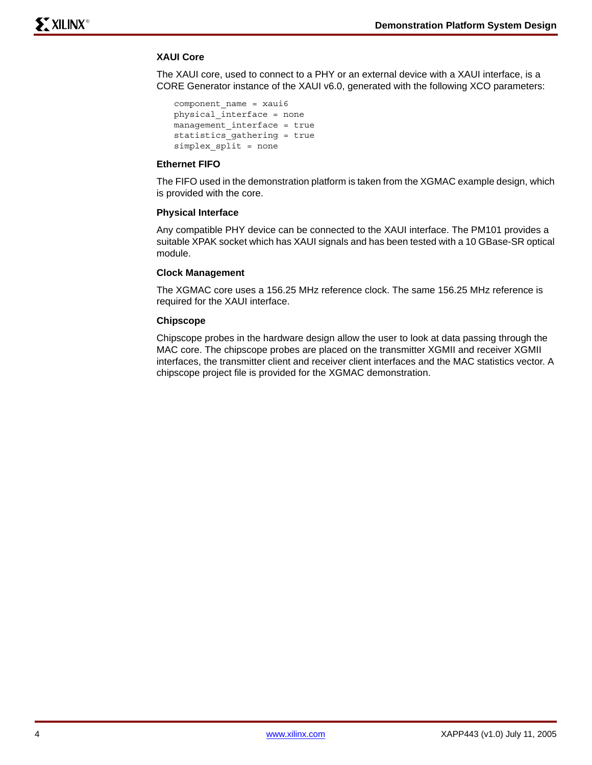### XAUI Core

The XAUI core, used to connect to a PHY or an external device with a XAUI interface, is a CORE Generator instance of the XAUI v6.0, generated with the following XCO parameters:

```
component_name = xaui6
physical_interface = none
management_interface = true
statistics_gathering = true
simplex_split = none
```

### Ethernet FIFO

The FIFO used in the demonstration platform is taken from the XGMAC example design, which is provided with the core.

### Physical Interface

Any compatible PHY device can be connected to the XAUI interface. The PM101 provides a suitable XPAK socket which has XAUI signals and has been tested with a 10 GBase-SR optical module.

### Clock Management

The XGMAC core uses a 156.25 MHz reference clock. The same 156.25 MHz reference is required for the XAUI interface.

### Chipscope

Chipscope probes in the hardware design allow the user to look at data passing through the MAC core. The chipscope probes are placed on the transmitter XGMII and receiver XGMII interfaces, the transmitter client and receiver client interfaces and the MAC statistics vector. A chipscope project file is provided for the XGMAC demonstration.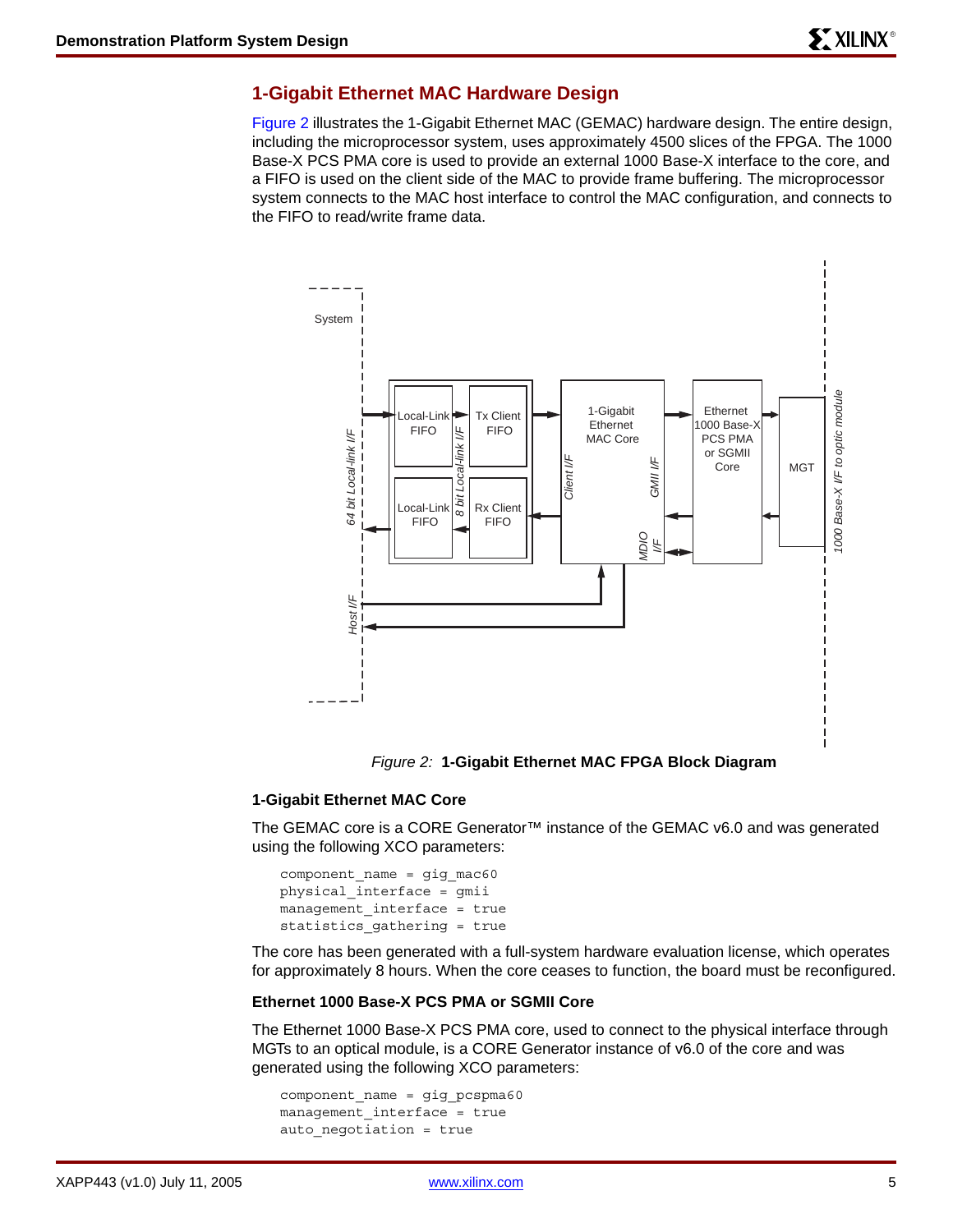## 1-Gigabit Ethernet MAC Hardware Design

Figure 2 illustrates the 1-Gigabit Ethernet MAC (GEMAC) hardware design. The entire design, including the microprocessor system, uses approximately 4500 slices of the FPGA. The 1000 Base-X PCS PMA core is used to provide an external 1000 Base-X interface to the core, and a FIFO is used on the client side of the MAC to provide frame buffering. The microprocessor system connects to the MAC host interface to control the MAC configuration, and connects to the FIFO to read/write frame data.

*Figure 2:* **1-Gigabit Ethernet MAC FPGA Block Diagram**

### 1-Gigabit Ethernet MAC Core

The GEMAC core is a CORE Generator™ instance of the GEMAC v6.0 and was generated using the following XCO parameters:

```
component_name = gig_mac60
physical_interface = gmii
management_interface = true
statistics_gathering = true
```

The core has been generated with a full-system hardware evaluation license, which operates for approximately 8 hours. When the core ceases to function, the board must be reconfigured.

### Ethernet 1000 Base-X PCS PMA or SGMII Core

The Ethernet 1000 Base-X PCS PMA core, used to connect to the physical interface through MGTs to an optical module, is a CORE Generator instance of v6.0 of the core and was generated using the following XCO parameters:

```
component_name = gig_pcspma60
management_interface = true
auto_negotiation = true
```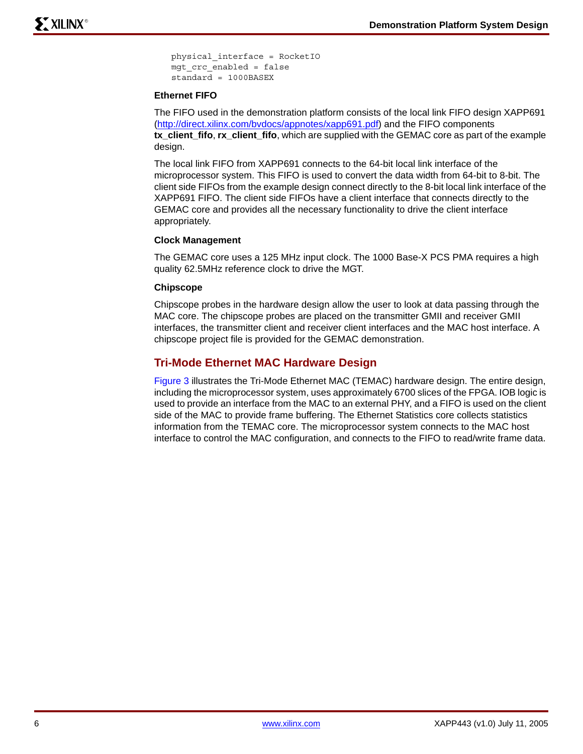```
physical_interface = RocketIO
mgt_crc_enabled = false
standard = 1000BASEX
```

### Ethernet FIFO

The FIFO used in the demonstration platform consists of the local link FIFO design XAPP691 (http://direct.xilinx.com/bvdocs/appnotes/xapp691.pdf) and the FIFO components **tx_client_fifo**, **rx_client_fifo**, which are supplied with the GEMAC core as part of the example design.

The local link FIFO from XAPP691 connects to the 64-bit local link interface of the microprocessor system. This FIFO is used to convert the data width from 64-bit to 8-bit. The client side FIFOs from the example design connect directly to the 8-bit local link interface of the XAPP691 FIFO. The client side FIFOs have a client interface that connects directly to the GEMAC core and provides all the necessary functionality to drive the client interface appropriately.

### Clock Management

The GEMAC core uses a 125 MHz input clock. The 1000 Base-X PCS PMA requires a high quality 62.5MHz reference clock to drive the MGT.

### Chipscope

Chipscope probes in the hardware design allow the user to look at data passing through the MAC core. The chipscope probes are placed on the transmitter GMII and receiver GMII interfaces, the transmitter client and receiver client interfaces and the MAC host interface. A chipscope project file is provided for the GEMAC demonstration.

## Tri-Mode Ethernet MAC Hardware Design

Figure 3 illustrates the Tri-Mode Ethernet MAC (TEMAC) hardware design. The entire design, including the microprocessor system, uses approximately 6700 slices of the FPGA. IOB logic is used to provide an interface from the MAC to an external PHY, and a FIFO is used on the client side of the MAC to provide frame buffering. The Ethernet Statistics core collects statistics information from the TEMAC core. The microprocessor system connects to the MAC host interface to control the MAC configuration, and connects to the FIFO to read/write frame data.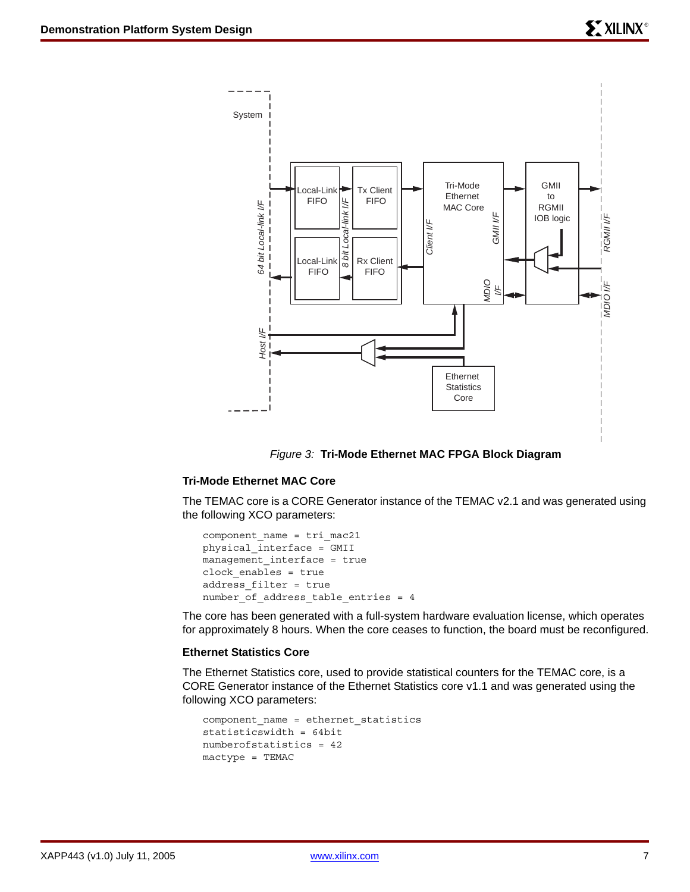*Figure 3:* **Tri-Mode Ethernet MAC FPGA Block Diagram**

### Tri-Mode Ethernet MAC Core

The TEMAC core is a CORE Generator instance of the TEMAC v2.1 and was generated using the following XCO parameters:

```
component_name = tri_mac21
physical_interface = GMII
management_interface = true
clock_enables = true
address_filter = true
number_of_address_table_entries = 4
```

The core has been generated with a full-system hardware evaluation license, which operates for approximately 8 hours. When the core ceases to function, the board must be reconfigured.

### Ethernet Statistics Core

The Ethernet Statistics core, used to provide statistical counters for the TEMAC core, is a CORE Generator instance of the Ethernet Statistics core v1.1 and was generated using the following XCO parameters:

```
component_name = ethernet_statistics
statisticswidth = 64bit
numberofstatistics = 42
mactype = TEMAC
```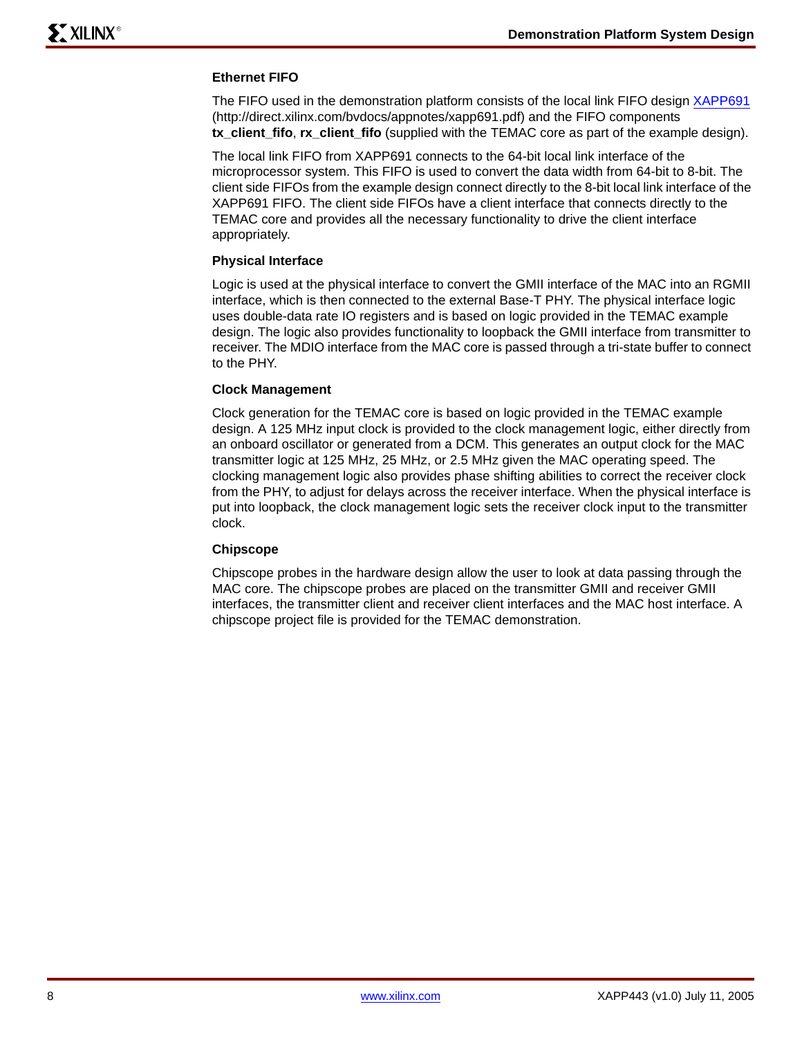### Ethernet FIFO

The FIFO used in the demonstration platform consists of the local link FIFO design XAPP691 (http://direct.xilinx.com/bvdocs/appnotes/xapp691.pdf) and the FIFO components **tx_client_fifo**, **rx_client_fifo** (supplied with the TEMAC core as part of the example design).

The local link FIFO from XAPP691 connects to the 64-bit local link interface of the microprocessor system. This FIFO is used to convert the data width from 64-bit to 8-bit. The client side FIFOs from the example design connect directly to the 8-bit local link interface of the XAPP691 FIFO. The client side FIFOs have a client interface that connects directly to the TEMAC core and provides all the necessary functionality to drive the client interface appropriately.

### Physical Interface

Logic is used at the physical interface to convert the GMII interface of the MAC into an RGMII interface, which is then connected to the external Base-T PHY. The physical interface logic uses double-data rate IO registers and is based on logic provided in the TEMAC example design. The logic also provides functionality to loopback the GMII interface from transmitter to receiver. The MDIO interface from the MAC core is passed through a tri-state buffer to connect to the PHY.

### Clock Management

Clock generation for the TEMAC core is based on logic provided in the TEMAC example design. A 125 MHz input clock is provided to the clock management logic, either directly from an onboard oscillator or generated from a DCM. This generates an output clock for the MAC transmitter logic at 125 MHz, 25 MHz, or 2.5 MHz given the MAC operating speed. The clocking management logic also provides phase shifting abilities to correct the receiver clock from the PHY, to adjust for delays across the receiver interface. When the physical interface is put into loopback, the clock management logic sets the receiver clock input to the transmitter clock.

### Chipscope

Chipscope probes in the hardware design allow the user to look at data passing through the MAC core. The chipscope probes are placed on the transmitter GMII and receiver GMII interfaces, the transmitter client and receiver client interfaces and the MAC host interface. A chipscope project file is provided for the TEMAC demonstration.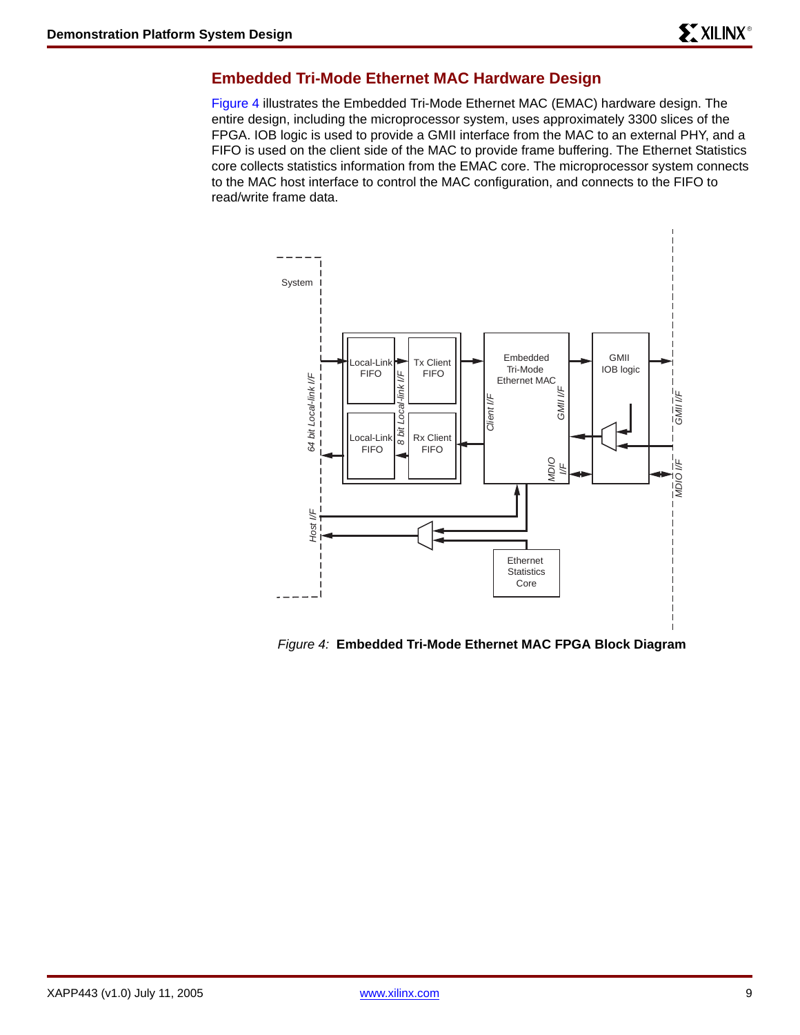## Embedded Tri-Mode Ethernet MAC Hardware Design

Figure 4 illustrates the Embedded Tri-Mode Ethernet MAC (EMAC) hardware design. The entire design, including the microprocessor system, uses approximately 3300 slices of the FPGA. IOB logic is used to provide a GMII interface from the MAC to an external PHY, and a FIFO is used on the client side of the MAC to provide frame buffering. The Ethernet Statistics core collects statistics information from the EMAC core. The microprocessor system connects to the MAC host interface to control the MAC configuration, and connects to the FIFO to read/write frame data.

*Figure 4:* **Embedded Tri-Mode Ethernet MAC FPGA Block Diagram**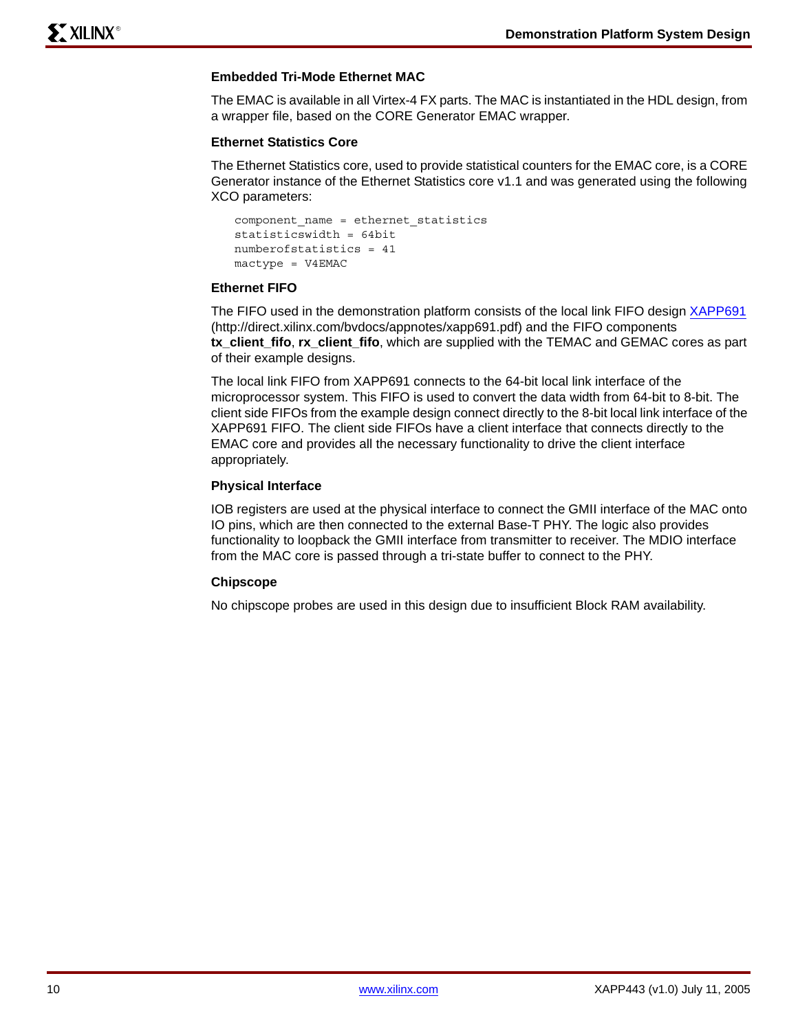### Embedded Tri-Mode Ethernet MAC

The EMAC is available in all Virtex-4 FX parts. The MAC is instantiated in the HDL design, from a wrapper file, based on the CORE Generator EMAC wrapper.

### Ethernet Statistics Core

The Ethernet Statistics core, used to provide statistical counters for the EMAC core, is a CORE Generator instance of the Ethernet Statistics core v1.1 and was generated using the following XCO parameters:

```
component_name = ethernet_statistics
statisticswidth = 64bit
numberofstatistics = 41
mactype = V4EMAC
```

### Ethernet FIFO

The FIFO used in the demonstration platform consists of the local link FIFO design XAPP691 (http://direct.xilinx.com/bvdocs/appnotes/xapp691.pdf) and the FIFO components **tx_client_fifo**, **rx_client_fifo**, which are supplied with the TEMAC and GEMAC cores as part of their example designs.

The local link FIFO from XAPP691 connects to the 64-bit local link interface of the microprocessor system. This FIFO is used to convert the data width from 64-bit to 8-bit. The client side FIFOs from the example design connect directly to the 8-bit local link interface of the XAPP691 FIFO. The client side FIFOs have a client interface that connects directly to the EMAC core and provides all the necessary functionality to drive the client interface appropriately.

### Physical Interface

IOB registers are used at the physical interface to connect the GMII interface of the MAC onto IO pins, which are then connected to the external Base-T PHY. The logic also provides functionality to loopback the GMII interface from transmitter to receiver. The MDIO interface from the MAC core is passed through a tri-state buffer to connect to the PHY.

### Chipscope

No chipscope probes are used in this design due to insufficient Block RAM availability.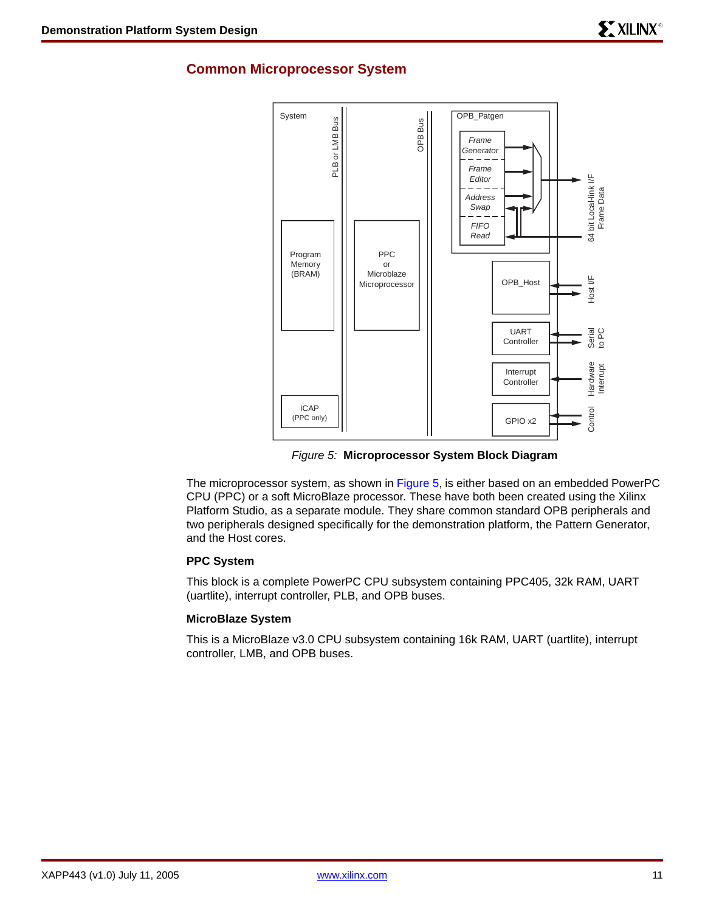## Common Microprocessor System

*Figure 5:* **Microprocessor System Block Diagram**

The microprocessor system, as shown in Figure 5, is either based on an embedded PowerPC CPU (PPC) or a soft MicroBlaze processor. These have both been created using the Xilinx Platform Studio, as a separate module. They share common standard OPB peripherals and two peripherals designed specifically for the demonstration platform, the Pattern Generator, and the Host cores.

### PPC System

This block is a complete PowerPC CPU subsystem containing PPC405, 32k RAM, UART (uartlite), interrupt controller, PLB, and OPB buses.

### MicroBlaze System

This is a MicroBlaze v3.0 CPU subsystem containing 16k RAM, UART (uartlite), interrupt controller, LMB, and OPB buses.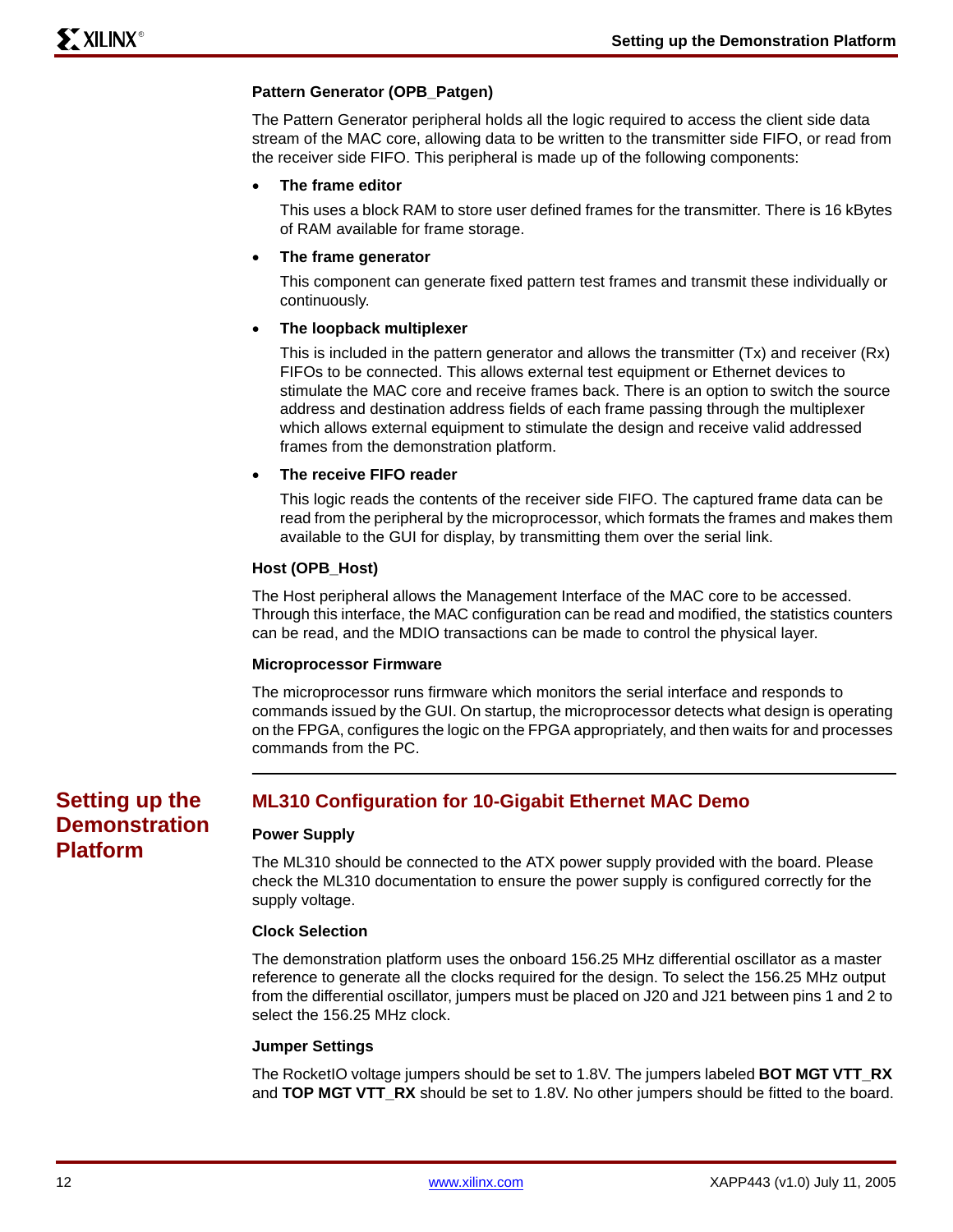#### Pattern Generator (OPB_Patgen)

The Pattern Generator peripheral holds all the logic required to access the client side data stream of the MAC core, allowing data to be written to the transmitter side FIFO, or read from the receiver side FIFO. This peripheral is made up of the following components:

- **The frame editor**

  This uses a block RAM to store user defined frames for the transmitter. There is 16 kBytes of RAM available for frame storage.

- **The frame generator**

  This component can generate fixed pattern test frames and transmit these individually or continuously.

- **The loopback multiplexer**

  This is included in the pattern generator and allows the transmitter (Tx) and receiver (Rx) FIFOs to be connected. This allows external test equipment or Ethernet devices to stimulate the MAC core and receive frames back. There is an option to switch the source address and destination address fields of each frame passing through the multiplexer which allows external equipment to stimulate the design and receive valid addressed frames from the demonstration platform.

- **The receive FIFO reader**

  This logic reads the contents of the receiver side FIFO. The captured frame data can be read from the peripheral by the microprocessor, which formats the frames and makes them available to the GUI for display, by transmitting them over the serial link.

#### Host (OPB_Host)

The Host peripheral allows the Management Interface of the MAC core to be accessed. Through this interface, the MAC configuration can be read and modified, the statistics counters can be read, and the MDIO transactions can be made to control the physical layer.

#### Microprocessor Firmware

The microprocessor runs firmware which monitors the serial interface and responds to commands issued by the GUI. On startup, the microprocessor detects what design is operating on the FPGA, configures the logic on the FPGA appropriately, and then waits for and processes commands from the PC.

## Setting up the Demonstration Platform

### ML310 Configuration for 10-Gigabit Ethernet MAC Demo

#### Power Supply

The ML310 should be connected to the ATX power supply provided with the board. Please check the ML310 documentation to ensure the power supply is configured correctly for the supply voltage.

#### Clock Selection

The demonstration platform uses the onboard 156.25 MHz differential oscillator as a master reference to generate all the clocks required for the design. To select the 156.25 MHz output from the differential oscillator, jumpers must be placed on J20 and J21 between pins 1 and 2 to select the 156.25 MHz clock.

#### Jumper Settings

The RocketIO voltage jumpers should be set to 1.8V. The jumpers labeled **BOT MGT VTT_RX** and **TOP MGT VTT_RX** should be set to 1.8V. No other jumpers should be fitted to the board.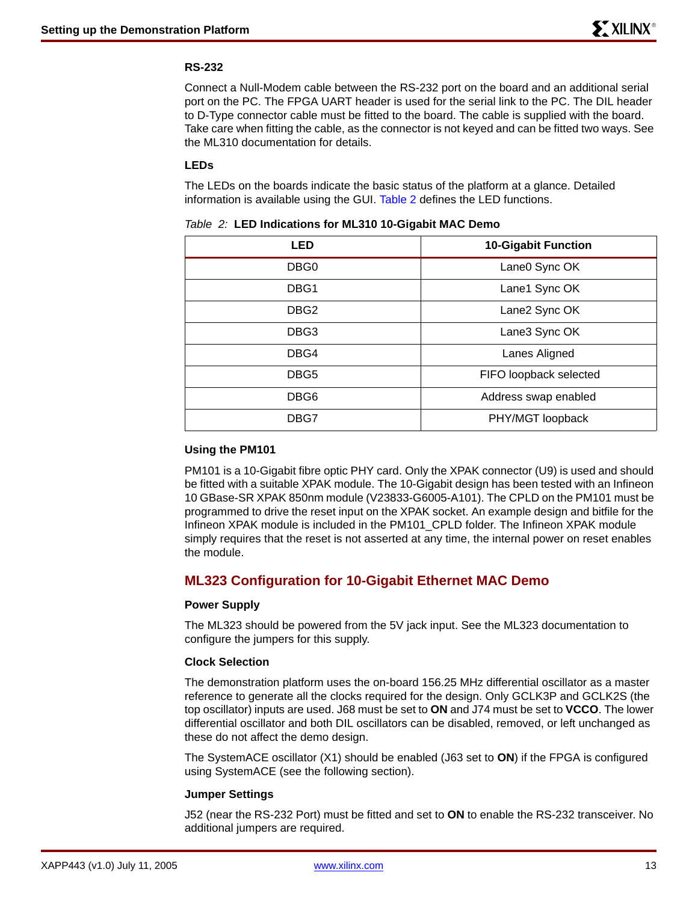#### RS-232

Connect a Null-Modem cable between the RS-232 port on the board and an additional serial port on the PC. The FPGA UART header is used for the serial link to the PC. The DIL header to D-Type connector cable must be fitted to the board. The cable is supplied with the board. Take care when fitting the cable, as the connector is not keyed and can be fitted two ways. See the ML310 documentation for details.

#### LEDs

The LEDs on the boards indicate the basic status of the platform at a glance. Detailed information is available using the GUI. Table 2 defines the LED functions.

*Table 2:* **LED Indications for ML310 10-Gigabit MAC Demo**

| LED | 10-Gigabit Function |
|---|---|
| DBG0 | Lane0 Sync OK |
| DBG1 | Lane1 Sync OK |
| DBG2 | Lane2 Sync OK |
| DBG3 | Lane3 Sync OK |
| DBG4 | Lanes Aligned |
| DBG5 | FIFO loopback selected |
| DBG6 | Address swap enabled |
| DBG7 | PHY/MGT loopback |

#### Using the PM101

PM101 is a 10-Gigabit fibre optic PHY card. Only the XPAK connector (U9) is used and should be fitted with a suitable XPAK module. The 10-Gigabit design has been tested with an Infineon 10 GBase-SR XPAK 850nm module (V23833-G6005-A101). The CPLD on the PM101 must be programmed to drive the reset input on the XPAK socket. An example design and bitfile for the Infineon XPAK module is included in the PM101_CPLD folder. The Infineon XPAK module simply requires that the reset is not asserted at any time, the internal power on reset enables the module.

## ML323 Configuration for 10-Gigabit Ethernet MAC Demo

#### Power Supply

The ML323 should be powered from the 5V jack input. See the ML323 documentation to configure the jumpers for this supply.

#### Clock Selection

The demonstration platform uses the on-board 156.25 MHz differential oscillator as a master reference to generate all the clocks required for the design. Only GCLK3P and GCLK2S (the top oscillator) inputs are used. J68 must be set to **ON** and J74 must be set to **VCCO**. The lower differential oscillator and both DIL oscillators can be disabled, removed, or left unchanged as these do not affect the demo design.

The SystemACE oscillator (X1) should be enabled (J63 set to **ON**) if the FPGA is configured using SystemACE (see the following section).

#### Jumper Settings

J52 (near the RS-232 Port) must be fitted and set to **ON** to enable the RS-232 transceiver. No additional jumpers are required.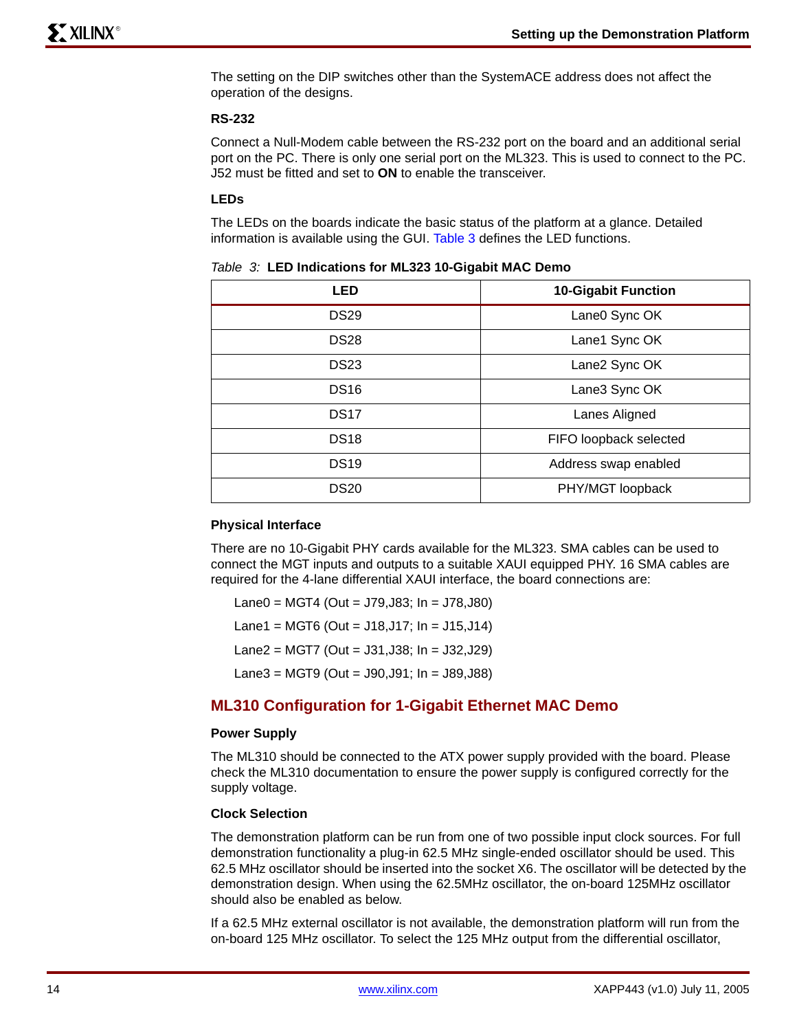The setting on the DIP switches other than the SystemACE address does not affect the operation of the designs.

### RS-232

Connect a Null-Modem cable between the RS-232 port on the board and an additional serial port on the PC. There is only one serial port on the ML323. This is used to connect to the PC. J52 must be fitted and set to **ON** to enable the transceiver.

### LEDs

The LEDs on the boards indicate the basic status of the platform at a glance. Detailed information is available using the GUI. Table 3 defines the LED functions.

*Table 3:* **LED Indications for ML323 10-Gigabit MAC Demo**

| LED | 10-Gigabit Function |
|---|---|
| DS29 | Lane0 Sync OK |
| DS28 | Lane1 Sync OK |
| DS23 | Lane2 Sync OK |
| DS16 | Lane3 Sync OK |
| DS17 | Lanes Aligned |
| DS18 | FIFO loopback selected |
| DS19 | Address swap enabled |
| DS20 | PHY/MGT loopback |

### Physical Interface

There are no 10-Gigabit PHY cards available for the ML323. SMA cables can be used to connect the MGT inputs and outputs to a suitable XAUI equipped PHY. 16 SMA cables are required for the 4-lane differential XAUI interface, the board connections are:

Lane0 = MGT4 (Out = J79,J83; In = J78,J80)

Lane1 = MGT6 (Out = J18,J17; In = J15,J14)

Lane2 = MGT7 (Out = J31,J38; In = J32,J29)

Lane3 = MGT9 (Out = J90,J91; In = J89,J88)

## ML310 Configuration for 1-Gigabit Ethernet MAC Demo

### Power Supply

The ML310 should be connected to the ATX power supply provided with the board. Please check the ML310 documentation to ensure the power supply is configured correctly for the supply voltage.

### Clock Selection

The demonstration platform can be run from one of two possible input clock sources. For full demonstration functionality a plug-in 62.5 MHz single-ended oscillator should be used. This 62.5 MHz oscillator should be inserted into the socket X6. The oscillator will be detected by the demonstration design. When using the 62.5MHz oscillator, the on-board 125MHz oscillator should also be enabled as below.

If a 62.5 MHz external oscillator is not available, the demonstration platform will run from the on-board 125 MHz oscillator. To select the 125 MHz output from the differential oscillator,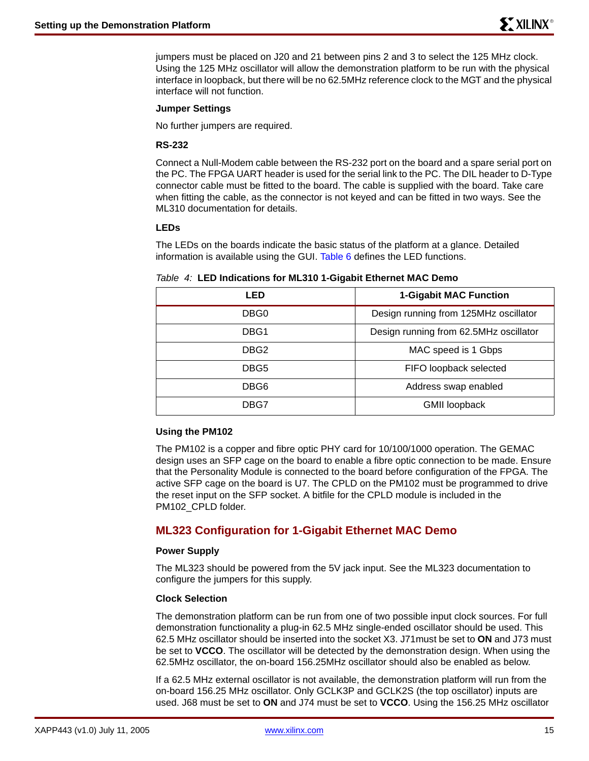jumpers must be placed on J20 and 21 between pins 2 and 3 to select the 125 MHz clock. Using the 125 MHz oscillator will allow the demonstration platform to be run with the physical interface in loopback, but there will be no 62.5MHz reference clock to the MGT and the physical interface will not function.

**Jumper Settings**

No further jumpers are required.

**RS-232**

Connect a Null-Modem cable between the RS-232 port on the board and a spare serial port on the PC. The FPGA UART header is used for the serial link to the PC. The DIL header to D-Type connector cable must be fitted to the board. The cable is supplied with the board. Take care when fitting the cable, as the connector is not keyed and can be fitted in two ways. See the ML310 documentation for details.

**LEDs**

The LEDs on the boards indicate the basic status of the platform at a glance. Detailed information is available using the GUI. Table 6 defines the LED functions.

*Table 4:* **LED Indications for ML310 1-Gigabit Ethernet MAC Demo**

| LED | 1-Gigabit MAC Function |
|---|---|
| DBG0 | Design running from 125MHz oscillator |
| DBG1 | Design running from 62.5MHz oscillator |
| DBG2 | MAC speed is 1 Gbps |
| DBG5 | FIFO loopback selected |
| DBG6 | Address swap enabled |
| DBG7 | GMII loopback |

**Using the PM102**

The PM102 is a copper and fibre optic PHY card for 10/100/1000 operation. The GEMAC design uses an SFP cage on the board to enable a fibre optic connection to be made. Ensure that the Personality Module is connected to the board before configuration of the FPGA. The active SFP cage on the board is U7. The CPLD on the PM102 must be programmed to drive the reset input on the SFP socket. A bitfile for the CPLD module is included in the PM102_CPLD folder.

## ML323 Configuration for 1-Gigabit Ethernet MAC Demo

**Power Supply**

The ML323 should be powered from the 5V jack input. See the ML323 documentation to configure the jumpers for this supply.

**Clock Selection**

The demonstration platform can be run from one of two possible input clock sources. For full demonstration functionality a plug-in 62.5 MHz single-ended oscillator should be used. This 62.5 MHz oscillator should be inserted into the socket X3. J71must be set to **ON** and J73 must be set to **VCCO**. The oscillator will be detected by the demonstration design. When using the 62.5MHz oscillator, the on-board 156.25MHz oscillator should also be enabled as below.

If a 62.5 MHz external oscillator is not available, the demonstration platform will run from the on-board 156.25 MHz oscillator. Only GCLK3P and GCLK2S (the top oscillator) inputs are used. J68 must be set to **ON** and J74 must be set to **VCCO**. Using the 156.25 MHz oscillator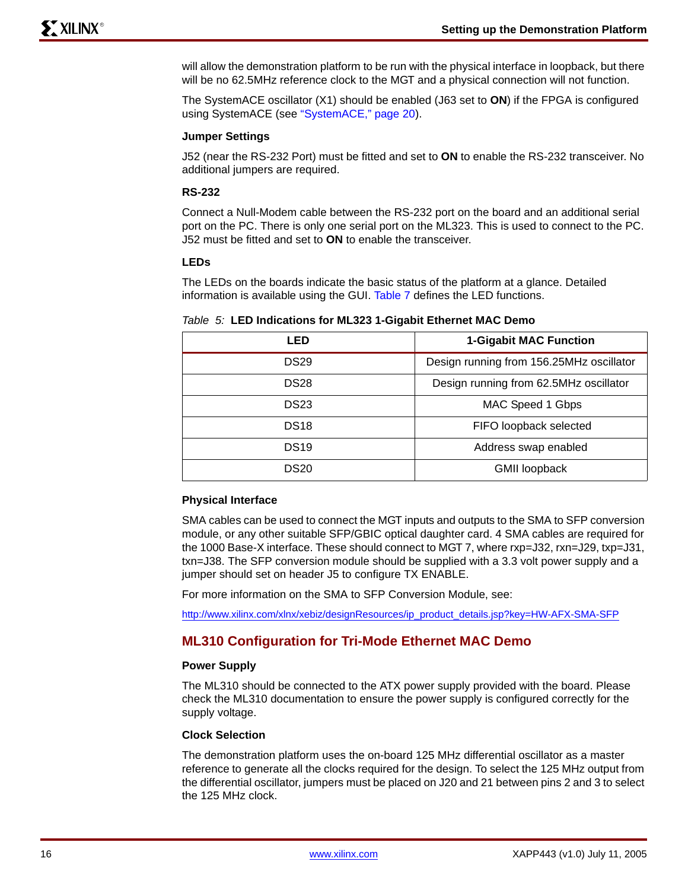will allow the demonstration platform to be run with the physical interface in loopback, but there will be no 62.5MHz reference clock to the MGT and a physical connection will not function.

The SystemACE oscillator (X1) should be enabled (J63 set to **ON**) if the FPGA is configured using SystemACE (see "SystemACE," page 20).

#### Jumper Settings

J52 (near the RS-232 Port) must be fitted and set to **ON** to enable the RS-232 transceiver. No additional jumpers are required.

#### RS-232

Connect a Null-Modem cable between the RS-232 port on the board and an additional serial port on the PC. There is only one serial port on the ML323. This is used to connect to the PC. J52 must be fitted and set to **ON** to enable the transceiver.

#### LEDs

The LEDs on the boards indicate the basic status of the platform at a glance. Detailed information is available using the GUI. Table 7 defines the LED functions.

*Table 5:* **LED Indications for ML323 1-Gigabit Ethernet MAC Demo**

| LED | 1-Gigabit MAC Function |
|---|---|
| DS29 | Design running from 156.25MHz oscillator |
| DS28 | Design running from 62.5MHz oscillator |
| DS23 | MAC Speed 1 Gbps |
| DS18 | FIFO loopback selected |
| DS19 | Address swap enabled |
| DS20 | GMII loopback |

#### Physical Interface

SMA cables can be used to connect the MGT inputs and outputs to the SMA to SFP conversion module, or any other suitable SFP/GBIC optical daughter card. 4 SMA cables are required for the 1000 Base-X interface. These should connect to MGT 7, where rxp=J32, rxn=J29, txp=J31, txn=J38. The SFP conversion module should be supplied with a 3.3 volt power supply and a jumper should set on header J5 to configure TX ENABLE.

For more information on the SMA to SFP Conversion Module, see:

http://www.xilinx.com/xlnx/xebiz/designResources/ip_product_details.jsp?key=HW-AFX-SMA-SFP

## ML310 Configuration for Tri-Mode Ethernet MAC Demo

#### Power Supply

The ML310 should be connected to the ATX power supply provided with the board. Please check the ML310 documentation to ensure the power supply is configured correctly for the supply voltage.

#### Clock Selection

The demonstration platform uses the on-board 125 MHz differential oscillator as a master reference to generate all the clocks required for the design. To select the 125 MHz output from the differential oscillator, jumpers must be placed on J20 and 21 between pins 2 and 3 to select the 125 MHz clock.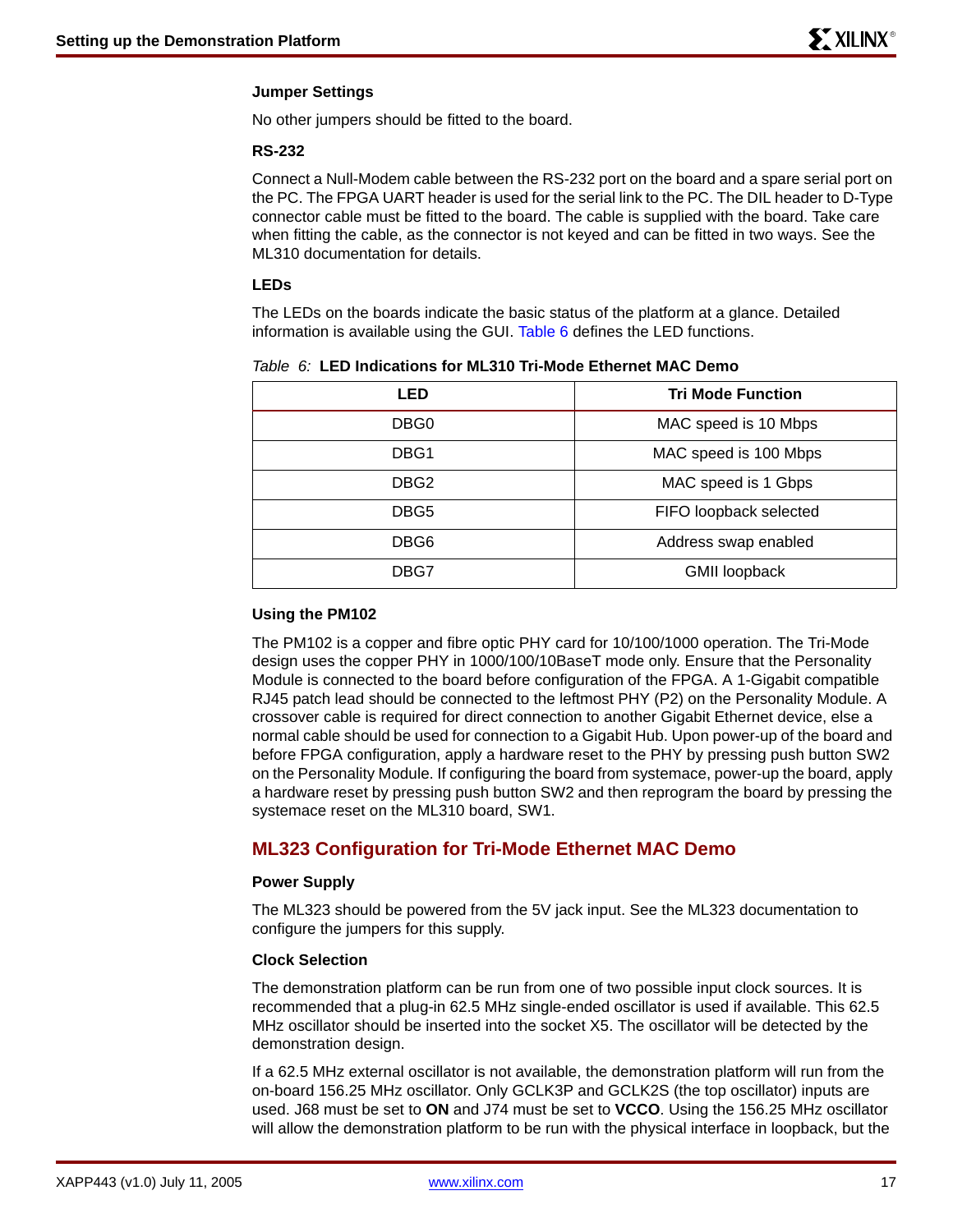### Jumper Settings

No other jumpers should be fitted to the board.

### RS-232

Connect a Null-Modem cable between the RS-232 port on the board and a spare serial port on the PC. The FPGA UART header is used for the serial link to the PC. The DIL header to D-Type connector cable must be fitted to the board. The cable is supplied with the board. Take care when fitting the cable, as the connector is not keyed and can be fitted in two ways. See the ML310 documentation for details.

### LEDs

The LEDs on the boards indicate the basic status of the platform at a glance. Detailed information is available using the GUI. Table 6 defines the LED functions.

*Table 6:* **LED Indications for ML310 Tri-Mode Ethernet MAC Demo**

| LED | Tri Mode Function |
|---|---|
| DBG0 | MAC speed is 10 Mbps |
| DBG1 | MAC speed is 100 Mbps |
| DBG2 | MAC speed is 1 Gbps |
| DBG5 | FIFO loopback selected |
| DBG6 | Address swap enabled |
| DBG7 | GMII loopback |

### Using the PM102

The PM102 is a copper and fibre optic PHY card for 10/100/1000 operation. The Tri-Mode design uses the copper PHY in 1000/100/10BaseT mode only. Ensure that the Personality Module is connected to the board before configuration of the FPGA. A 1-Gigabit compatible RJ45 patch lead should be connected to the leftmost PHY (P2) on the Personality Module. A crossover cable is required for direct connection to another Gigabit Ethernet device, else a normal cable should be used for connection to a Gigabit Hub. Upon power-up of the board and before FPGA configuration, apply a hardware reset to the PHY by pressing push button SW2 on the Personality Module. If configuring the board from systemace, power-up the board, apply a hardware reset by pressing push button SW2 and then reprogram the board by pressing the systemace reset on the ML310 board, SW1.

## ML323 Configuration for Tri-Mode Ethernet MAC Demo

### Power Supply

The ML323 should be powered from the 5V jack input. See the ML323 documentation to configure the jumpers for this supply.

### Clock Selection

The demonstration platform can be run from one of two possible input clock sources. It is recommended that a plug-in 62.5 MHz single-ended oscillator is used if available. This 62.5 MHz oscillator should be inserted into the socket X5. The oscillator will be detected by the demonstration design.

If a 62.5 MHz external oscillator is not available, the demonstration platform will run from the on-board 156.25 MHz oscillator. Only GCLK3P and GCLK2S (the top oscillator) inputs are used. J68 must be set to **ON** and J74 must be set to **VCCO**. Using the 156.25 MHz oscillator will allow the demonstration platform to be run with the physical interface in loopback, but the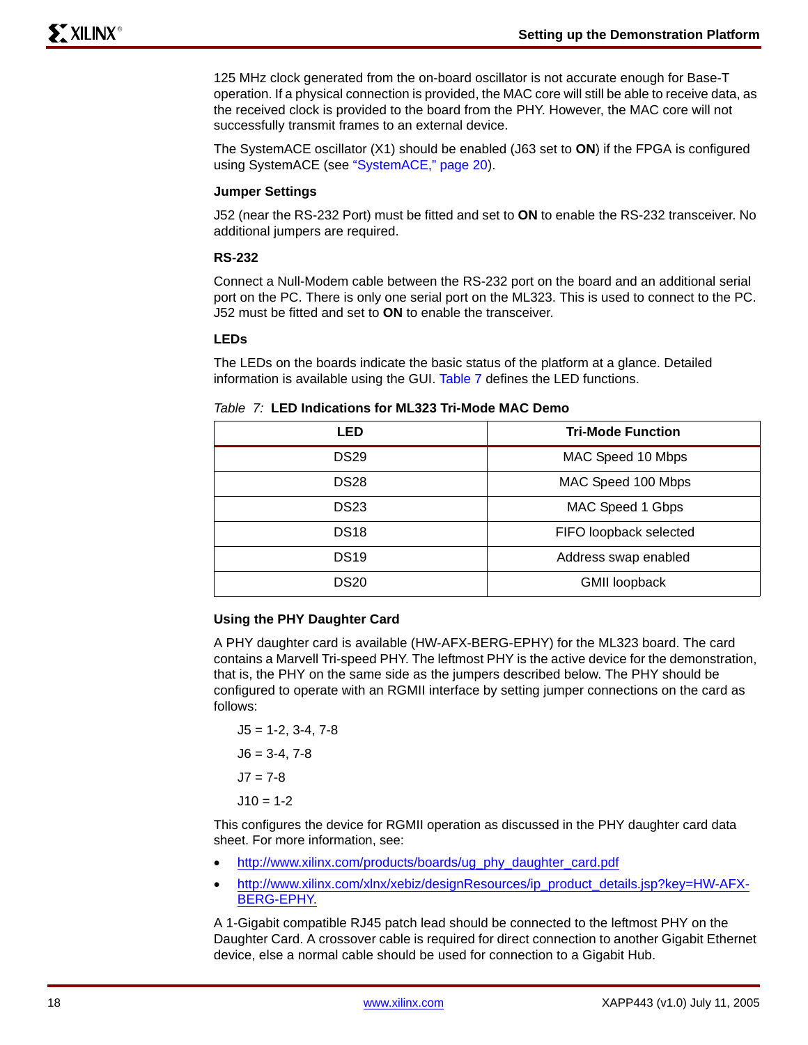125 MHz clock generated from the on-board oscillator is not accurate enough for Base-T operation. If a physical connection is provided, the MAC core will still be able to receive data, as the received clock is provided to the board from the PHY. However, the MAC core will not successfully transmit frames to an external device.

The SystemACE oscillator (X1) should be enabled (J63 set to **ON**) if the FPGA is configured using SystemACE (see "SystemACE," page 20).

### Jumper Settings

J52 (near the RS-232 Port) must be fitted and set to **ON** to enable the RS-232 transceiver. No additional jumpers are required.

### RS-232

Connect a Null-Modem cable between the RS-232 port on the board and an additional serial port on the PC. There is only one serial port on the ML323. This is used to connect to the PC. J52 must be fitted and set to **ON** to enable the transceiver.

### LEDs

The LEDs on the boards indicate the basic status of the platform at a glance. Detailed information is available using the GUI. Table 7 defines the LED functions.

*Table 7:* **LED Indications for ML323 Tri-Mode MAC Demo**

| LED | Tri-Mode Function |
|---|---|
| DS29 | MAC Speed 10 Mbps |
| DS28 | MAC Speed 100 Mbps |
| DS23 | MAC Speed 1 Gbps |
| DS18 | FIFO loopback selected |
| DS19 | Address swap enabled |
| DS20 | GMII loopback |

### Using the PHY Daughter Card

A PHY daughter card is available (HW-AFX-BERG-EPHY) for the ML323 board. The card contains a Marvell Tri-speed PHY. The leftmost PHY is the active device for the demonstration, that is, the PHY on the same side as the jumpers described below. The PHY should be configured to operate with an RGMII interface by setting jumper connections on the card as follows:

J5 = 1-2, 3-4, 7-8

J6 = 3-4, 7-8

J7 = 7-8

J10 = 1-2

This configures the device for RGMII operation as discussed in the PHY daughter card data sheet. For more information, see:

- http://www.xilinx.com/products/boards/ug_phy_daughter_card.pdf
- http://www.xilinx.com/xlnx/xebiz/designResources/ip_product_details.jsp?key=HW-AFX-BERG-EPHY.

A 1-Gigabit compatible RJ45 patch lead should be connected to the leftmost PHY on the Daughter Card. A crossover cable is required for direct connection to another Gigabit Ethernet device, else a normal cable should be used for connection to a Gigabit Hub.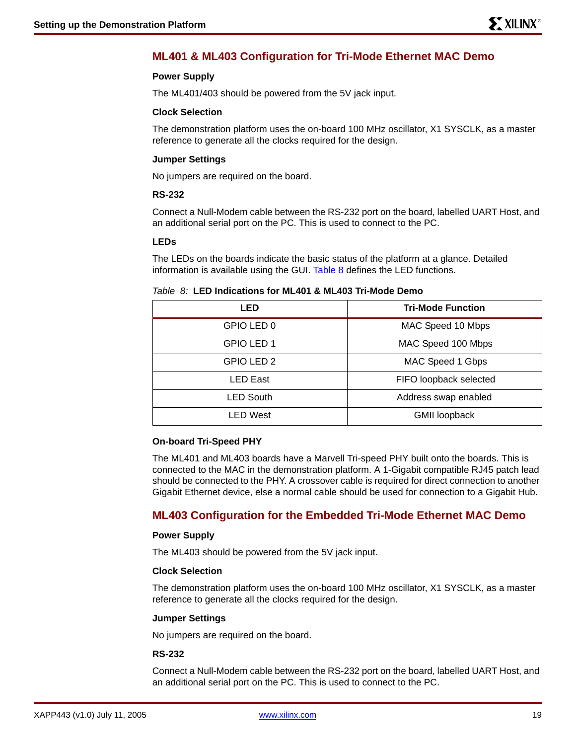## ML401 & ML403 Configuration for Tri-Mode Ethernet MAC Demo

### Power Supply

The ML401/403 should be powered from the 5V jack input.

### Clock Selection

The demonstration platform uses the on-board 100 MHz oscillator, X1 SYSCLK, as a master reference to generate all the clocks required for the design.

### Jumper Settings

No jumpers are required on the board.

### RS-232

Connect a Null-Modem cable between the RS-232 port on the board, labelled UART Host, and an additional serial port on the PC. This is used to connect to the PC.

### LEDs

The LEDs on the boards indicate the basic status of the platform at a glance. Detailed information is available using the GUI. Table 8 defines the LED functions.

*Table 8:* **LED Indications for ML401 & ML403 Tri-Mode Demo**

| LED | Tri-Mode Function |
|---|---|
| GPIO LED 0 | MAC Speed 10 Mbps |
| GPIO LED 1 | MAC Speed 100 Mbps |
| GPIO LED 2 | MAC Speed 1 Gbps |
| LED East | FIFO loopback selected |
| LED South | Address swap enabled |
| LED West | GMII loopback |

### On-board Tri-Speed PHY

The ML401 and ML403 boards have a Marvell Tri-speed PHY built onto the boards. This is connected to the MAC in the demonstration platform. A 1-Gigabit compatible RJ45 patch lead should be connected to the PHY. A crossover cable is required for direct connection to another Gigabit Ethernet device, else a normal cable should be used for connection to a Gigabit Hub.

## ML403 Configuration for the Embedded Tri-Mode Ethernet MAC Demo

### Power Supply

The ML403 should be powered from the 5V jack input.

### Clock Selection

The demonstration platform uses the on-board 100 MHz oscillator, X1 SYSCLK, as a master reference to generate all the clocks required for the design.

### Jumper Settings

No jumpers are required on the board.

### RS-232

Connect a Null-Modem cable between the RS-232 port on the board, labelled UART Host, and an additional serial port on the PC. This is used to connect to the PC.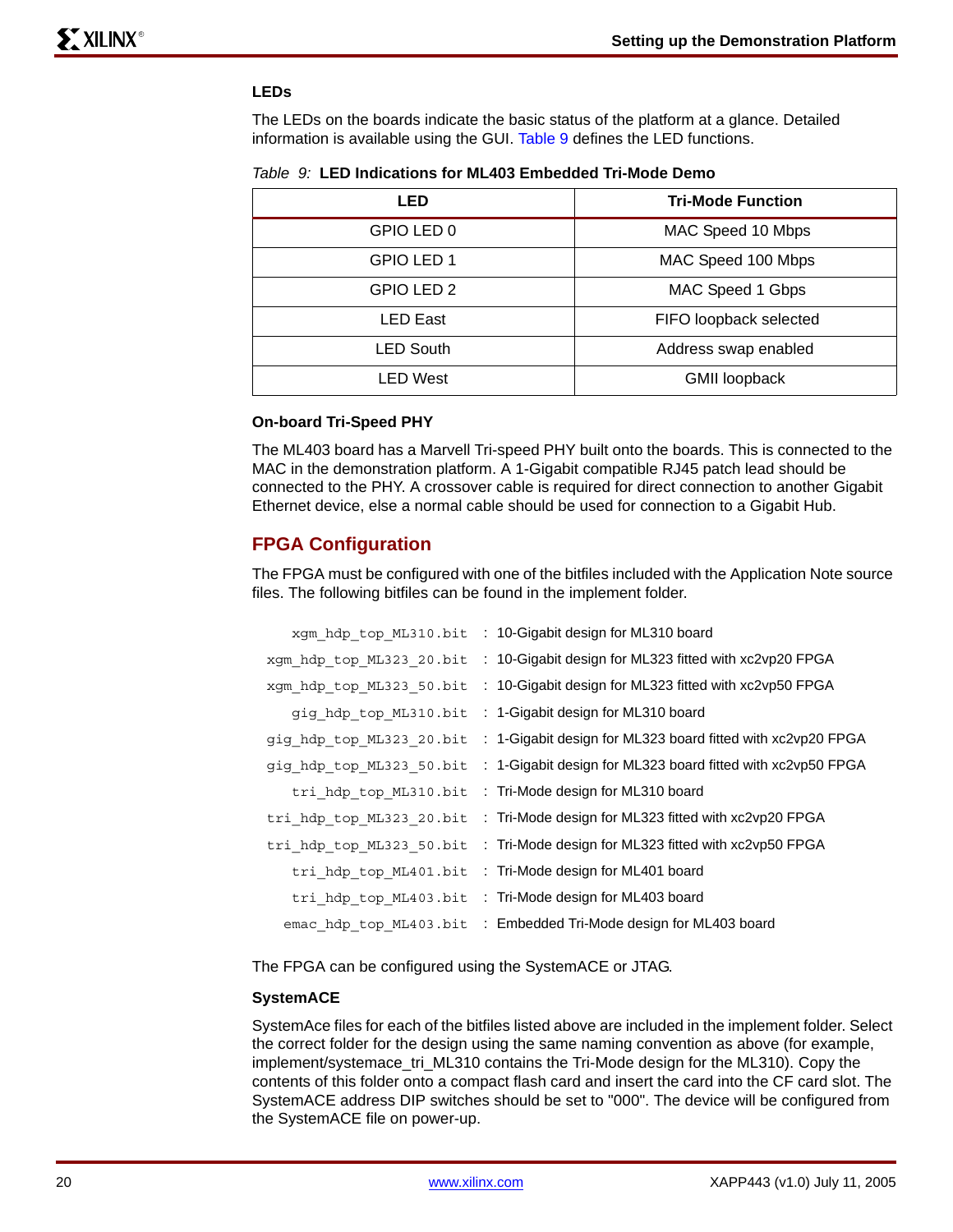### LEDs

The LEDs on the boards indicate the basic status of the platform at a glance. Detailed information is available using the GUI. Table 9 defines the LED functions.

*Table 9:* **LED Indications for ML403 Embedded Tri-Mode Demo**

| LED | Tri-Mode Function |
|---|---|
| GPIO LED 0 | MAC Speed 10 Mbps |
| GPIO LED 1 | MAC Speed 100 Mbps |
| GPIO LED 2 | MAC Speed 1 Gbps |
| LED East | FIFO loopback selected |
| LED South | Address swap enabled |
| LED West | GMII loopback |

### On-board Tri-Speed PHY

The ML403 board has a Marvell Tri-speed PHY built onto the boards. This is connected to the MAC in the demonstration platform. A 1-Gigabit compatible RJ45 patch lead should be connected to the PHY. A crossover cable is required for direct connection to another Gigabit Ethernet device, else a normal cable should be used for connection to a Gigabit Hub.

## FPGA Configuration

The FPGA must be configured with one of the bitfiles included with the Application Note source files. The following bitfiles can be found in the implement folder.

```
    xgm_hdp_top_ML310.bit  : 10-Gigabit design for ML310 board
 xgm_hdp_top_ML323_20.bit  : 10-Gigabit design for ML323 fitted with xc2vp20 FPGA
 xgm_hdp_top_ML323_50.bit  : 10-Gigabit design for ML323 fitted with xc2vp50 FPGA
    gig_hdp_top_ML310.bit  : 1-Gigabit design for ML310 board
 gig_hdp_top_ML323_20.bit  : 1-Gigabit design for ML323 board fitted with xc2vp20 FPGA
 gig_hdp_top_ML323_50.bit  : 1-Gigabit design for ML323 board fitted with xc2vp50 FPGA
    tri_hdp_top_ML310.bit  : Tri-Mode design for ML310 board
 tri_hdp_top_ML323_20.bit  : Tri-Mode design for ML323 fitted with xc2vp20 FPGA
 tri_hdp_top_ML323_50.bit  : Tri-Mode design for ML323 fitted with xc2vp50 FPGA
    tri_hdp_top_ML401.bit  : Tri-Mode design for ML401 board
    tri_hdp_top_ML403.bit  : Tri-Mode design for ML403 board
   emac_hdp_top_ML403.bit  : Embedded Tri-Mode design for ML403 board
```

The FPGA can be configured using the SystemACE or JTAG.

### SystemACE

SystemAce files for each of the bitfiles listed above are included in the implement folder. Select the correct folder for the design using the same naming convention as above (for example, implement/systemace_tri_ML310 contains the Tri-Mode design for the ML310). Copy the contents of this folder onto a compact flash card and insert the card into the CF card slot. The SystemACE address DIP switches should be set to "000". The device will be configured from the SystemACE file on power-up.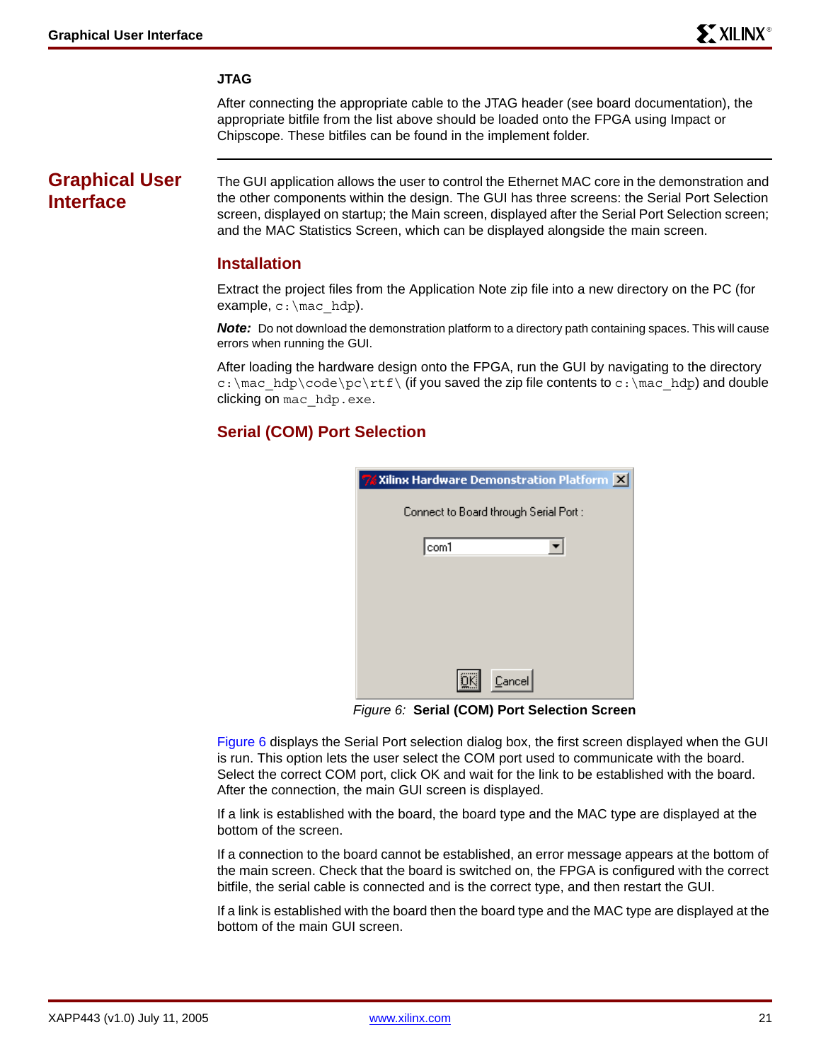### JTAG

After connecting the appropriate cable to the JTAG header (see board documentation), the appropriate bitfile from the list above should be loaded onto the FPGA using Impact or Chipscope. These bitfiles can be found in the implement folder.

## Graphical User Interface

The GUI application allows the user to control the Ethernet MAC core in the demonstration and the other components within the design. The GUI has three screens: the Serial Port Selection screen, displayed on startup; the Main screen, displayed after the Serial Port Selection screen; and the MAC Statistics Screen, which can be displayed alongside the main screen.

### Installation

Extract the project files from the Application Note zip file into a new directory on the PC (for example, `c:\mac_hdp`).

***Note:*** Do not download the demonstration platform to a directory path containing spaces. This will cause errors when running the GUI.

After loading the hardware design onto the FPGA, run the GUI by navigating to the directory `c:\mac_hdp\code\pc\rtf\` (if you saved the zip file contents to `c:\mac_hdp`) and double clicking on `mac_hdp.exe`.

### Serial (COM) Port Selection

*Figure 6:* **Serial (COM) Port Selection Screen**

Figure 6 displays the Serial Port selection dialog box, the first screen displayed when the GUI is run. This option lets the user select the COM port used to communicate with the board. Select the correct COM port, click OK and wait for the link to be established with the board. After the connection, the main GUI screen is displayed.

If a link is established with the board, the board type and the MAC type are displayed at the bottom of the screen.

If a connection to the board cannot be established, an error message appears at the bottom of the main screen. Check that the board is switched on, the FPGA is configured with the correct bitfile, the serial cable is connected and is the correct type, and then restart the GUI.

If a link is established with the board then the board type and the MAC type are displayed at the bottom of the main GUI screen.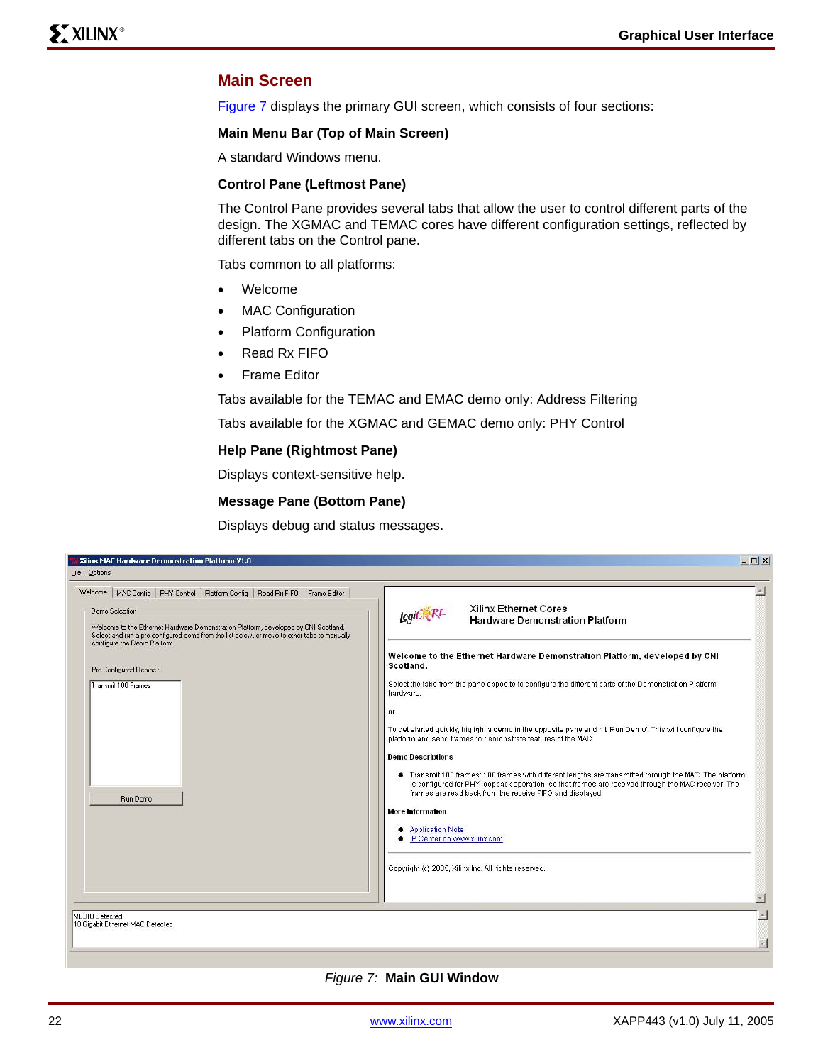## Main Screen

Figure 7 displays the primary GUI screen, which consists of four sections:

### Main Menu Bar (Top of Main Screen)

A standard Windows menu.

### Control Pane (Leftmost Pane)

The Control Pane provides several tabs that allow the user to control different parts of the design. The XGMAC and TEMAC cores have different configuration settings, reflected by different tabs on the Control pane.

Tabs common to all platforms:

- Welcome
- MAC Configuration
- Platform Configuration
- Read Rx FIFO
- Frame Editor

Tabs available for the TEMAC and EMAC demo only: Address Filtering

Tabs available for the XGMAC and GEMAC demo only: PHY Control

### Help Pane (Rightmost Pane)

Displays context-sensitive help.

### Message Pane (Bottom Pane)

Displays debug and status messages.

*Figure 7:* **Main GUI Window**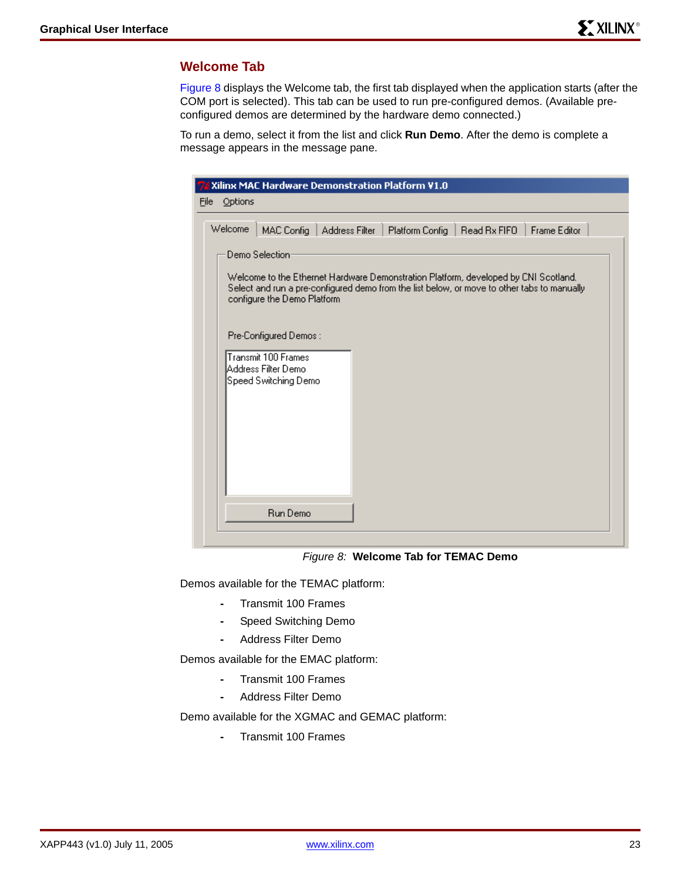## Welcome Tab

Figure 8 displays the Welcome tab, the first tab displayed when the application starts (after the COM port is selected). This tab can be used to run pre-configured demos. (Available pre-configured demos are determined by the hardware demo connected.)

To run a demo, select it from the list and click **Run Demo**. After the demo is complete a message appears in the message pane.

*Figure 8:* **Welcome Tab for TEMAC Demo**

Demos available for the TEMAC platform:

- Transmit 100 Frames
- Speed Switching Demo
- Address Filter Demo

Demos available for the EMAC platform:

- Transmit 100 Frames
- Address Filter Demo

Demo available for the XGMAC and GEMAC platform:

- Transmit 100 Frames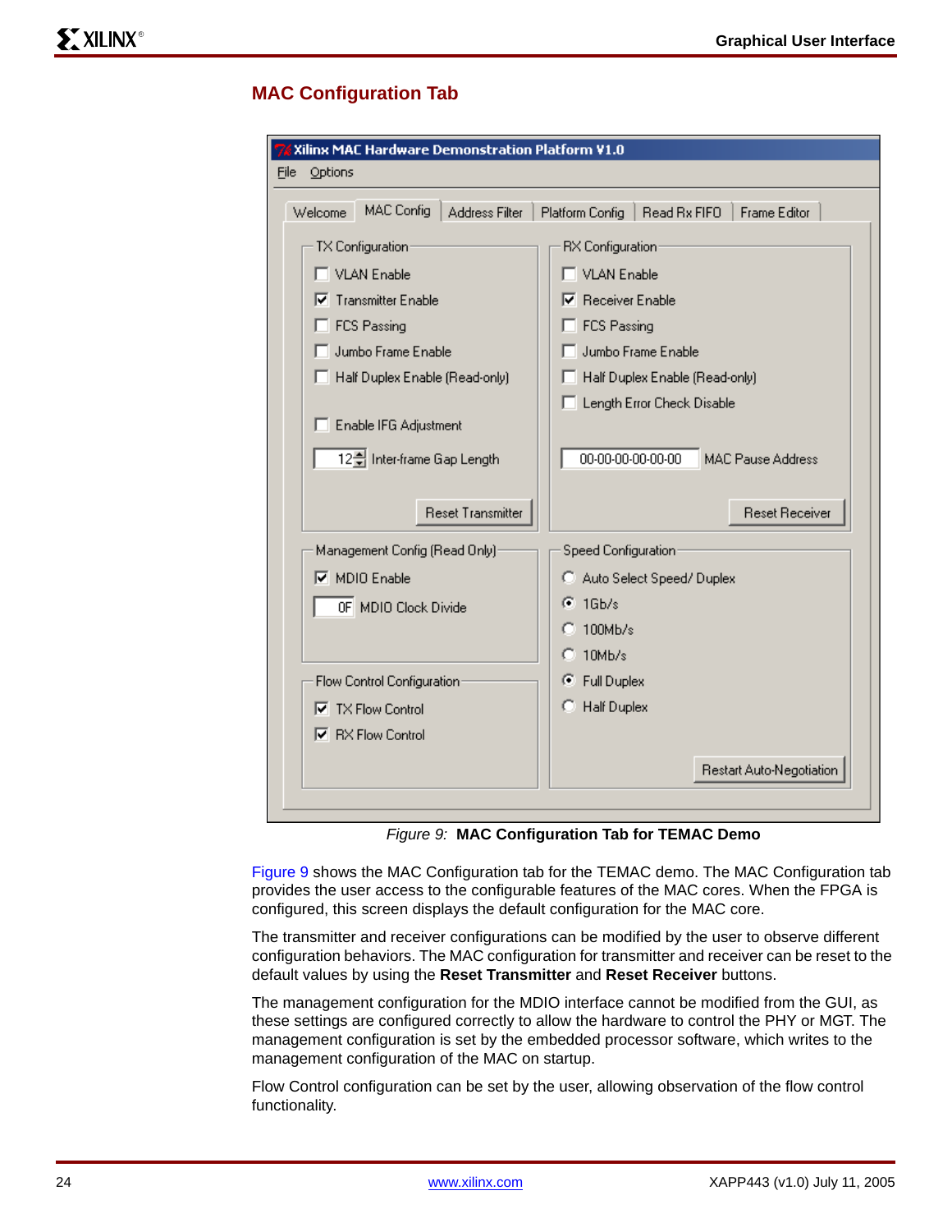## MAC Configuration Tab

Figure 9: **MAC Configuration Tab for TEMAC Demo**

Figure 9 shows the MAC Configuration tab for the TEMAC demo. The MAC Configuration tab provides the user access to the configurable features of the MAC cores. When the FPGA is configured, this screen displays the default configuration for the MAC core.

The transmitter and receiver configurations can be modified by the user to observe different configuration behaviors. The MAC configuration for transmitter and receiver can be reset to the default values by using the **Reset Transmitter** and **Reset Receiver** buttons.

The management configuration for the MDIO interface cannot be modified from the GUI, as these settings are configured correctly to allow the hardware to control the PHY or MGT. The management configuration is set by the embedded processor software, which writes to the management configuration of the MAC on startup.

Flow Control configuration can be set by the user, allowing observation of the flow control functionality.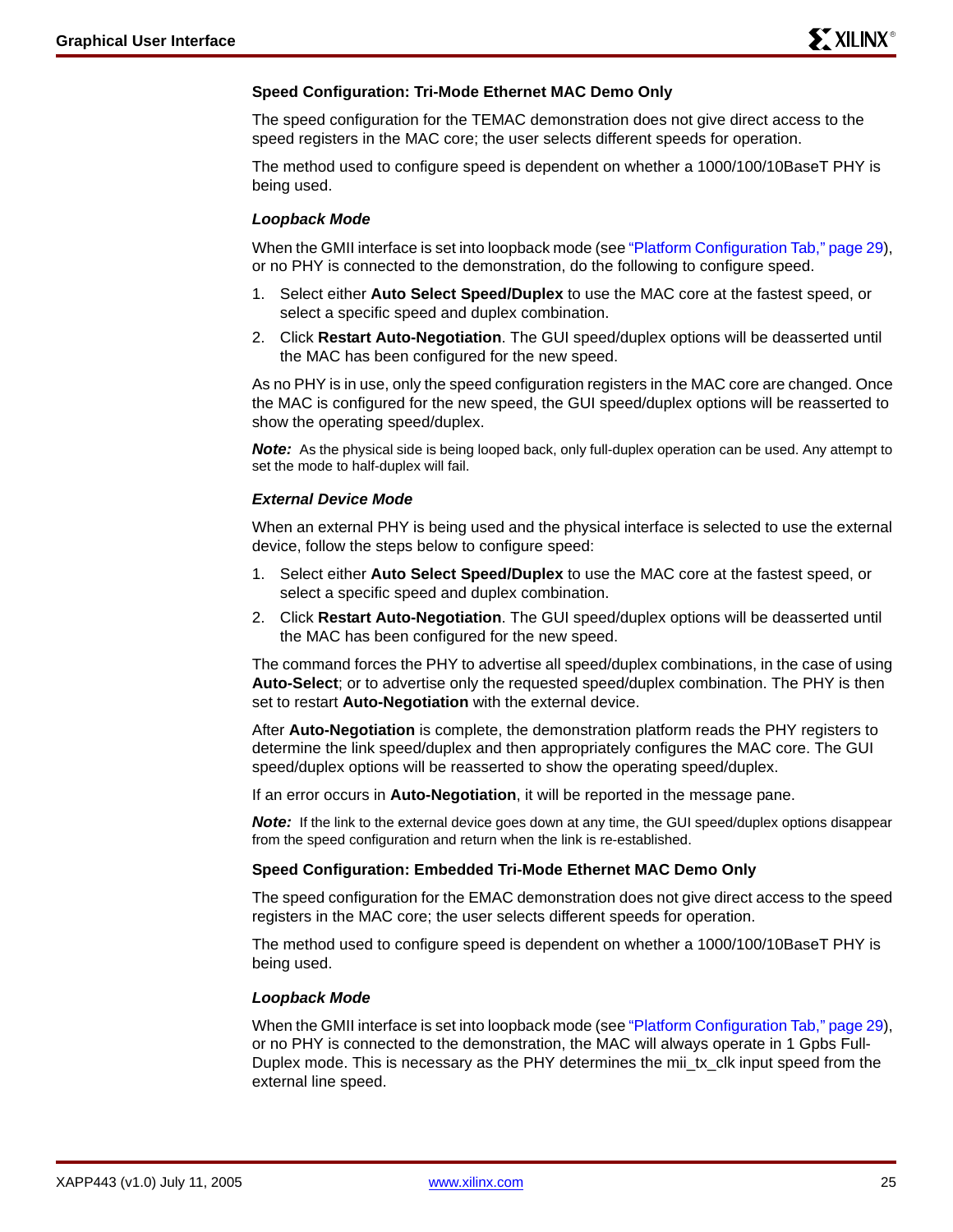### Speed Configuration: Tri-Mode Ethernet MAC Demo Only

The speed configuration for the TEMAC demonstration does not give direct access to the speed registers in the MAC core; the user selects different speeds for operation.

The method used to configure speed is dependent on whether a 1000/100/10BaseT PHY is being used.

#### *Loopback Mode*

When the GMII interface is set into loopback mode (see "Platform Configuration Tab," page 29), or no PHY is connected to the demonstration, do the following to configure speed.

1. Select either **Auto Select Speed/Duplex** to use the MAC core at the fastest speed, or select a specific speed and duplex combination.
2. Click **Restart Auto-Negotiation**. The GUI speed/duplex options will be deasserted until the MAC has been configured for the new speed.

As no PHY is in use, only the speed configuration registers in the MAC core are changed. Once the MAC is configured for the new speed, the GUI speed/duplex options will be reasserted to show the operating speed/duplex.

***Note:*** As the physical side is being looped back, only full-duplex operation can be used. Any attempt to set the mode to half-duplex will fail.

#### *External Device Mode*

When an external PHY is being used and the physical interface is selected to use the external device, follow the steps below to configure speed:

1. Select either **Auto Select Speed/Duplex** to use the MAC core at the fastest speed, or select a specific speed and duplex combination.
2. Click **Restart Auto-Negotiation**. The GUI speed/duplex options will be deasserted until the MAC has been configured for the new speed.

The command forces the PHY to advertise all speed/duplex combinations, in the case of using **Auto-Select**; or to advertise only the requested speed/duplex combination. The PHY is then set to restart **Auto-Negotiation** with the external device.

After **Auto-Negotiation** is complete, the demonstration platform reads the PHY registers to determine the link speed/duplex and then appropriately configures the MAC core. The GUI speed/duplex options will be reasserted to show the operating speed/duplex.

If an error occurs in **Auto-Negotiation**, it will be reported in the message pane.

***Note:*** If the link to the external device goes down at any time, the GUI speed/duplex options disappear from the speed configuration and return when the link is re-established.

### Speed Configuration: Embedded Tri-Mode Ethernet MAC Demo Only

The speed configuration for the EMAC demonstration does not give direct access to the speed registers in the MAC core; the user selects different speeds for operation.

The method used to configure speed is dependent on whether a 1000/100/10BaseT PHY is being used.

#### *Loopback Mode*

When the GMII interface is set into loopback mode (see "Platform Configuration Tab," page 29), or no PHY is connected to the demonstration, the MAC will always operate in 1 Gpbs Full-Duplex mode. This is necessary as the PHY determines the mii_tx_clk input speed from the external line speed.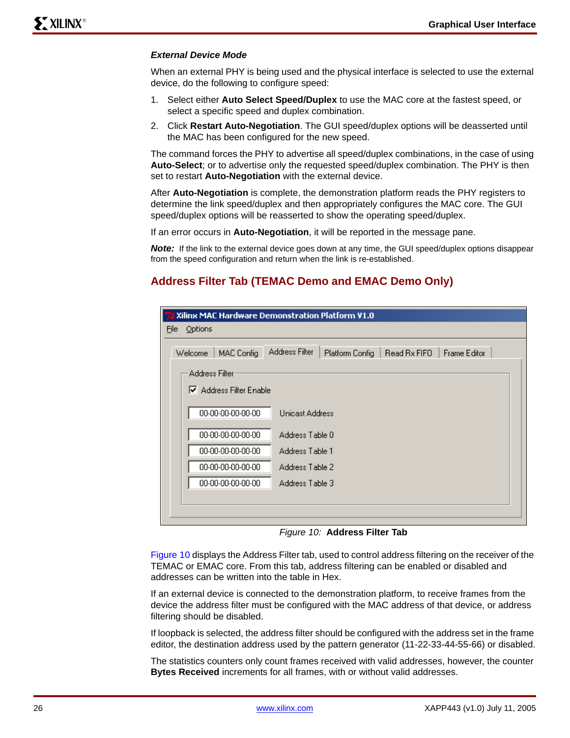#### *External Device Mode*

When an external PHY is being used and the physical interface is selected to use the external device, do the following to configure speed:

1. Select either **Auto Select Speed/Duplex** to use the MAC core at the fastest speed, or select a specific speed and duplex combination.
2. Click **Restart Auto-Negotiation**. The GUI speed/duplex options will be deasserted until the MAC has been configured for the new speed.

The command forces the PHY to advertise all speed/duplex combinations, in the case of using **Auto-Select**; or to advertise only the requested speed/duplex combination. The PHY is then set to restart **Auto-Negotiation** with the external device.

After **Auto-Negotiation** is complete, the demonstration platform reads the PHY registers to determine the link speed/duplex and then appropriately configures the MAC core. The GUI speed/duplex options will be reasserted to show the operating speed/duplex.

If an error occurs in **Auto-Negotiation**, it will be reported in the message pane.

***Note:*** If the link to the external device goes down at any time, the GUI speed/duplex options disappear from the speed configuration and return when the link is re-established.

## Address Filter Tab (TEMAC Demo and EMAC Demo Only)

Figure 10: **Address Filter Tab**

Figure 10 displays the Address Filter tab, used to control address filtering on the receiver of the TEMAC or EMAC core. From this tab, address filtering can be enabled or disabled and addresses can be written into the table in Hex.

If an external device is connected to the demonstration platform, to receive frames from the device the address filter must be configured with the MAC address of that device, or address filtering should be disabled.

If loopback is selected, the address filter should be configured with the address set in the frame editor, the destination address used by the pattern generator (11-22-33-44-55-66) or disabled.

The statistics counters only count frames received with valid addresses, however, the counter **Bytes Received** increments for all frames, with or without valid addresses.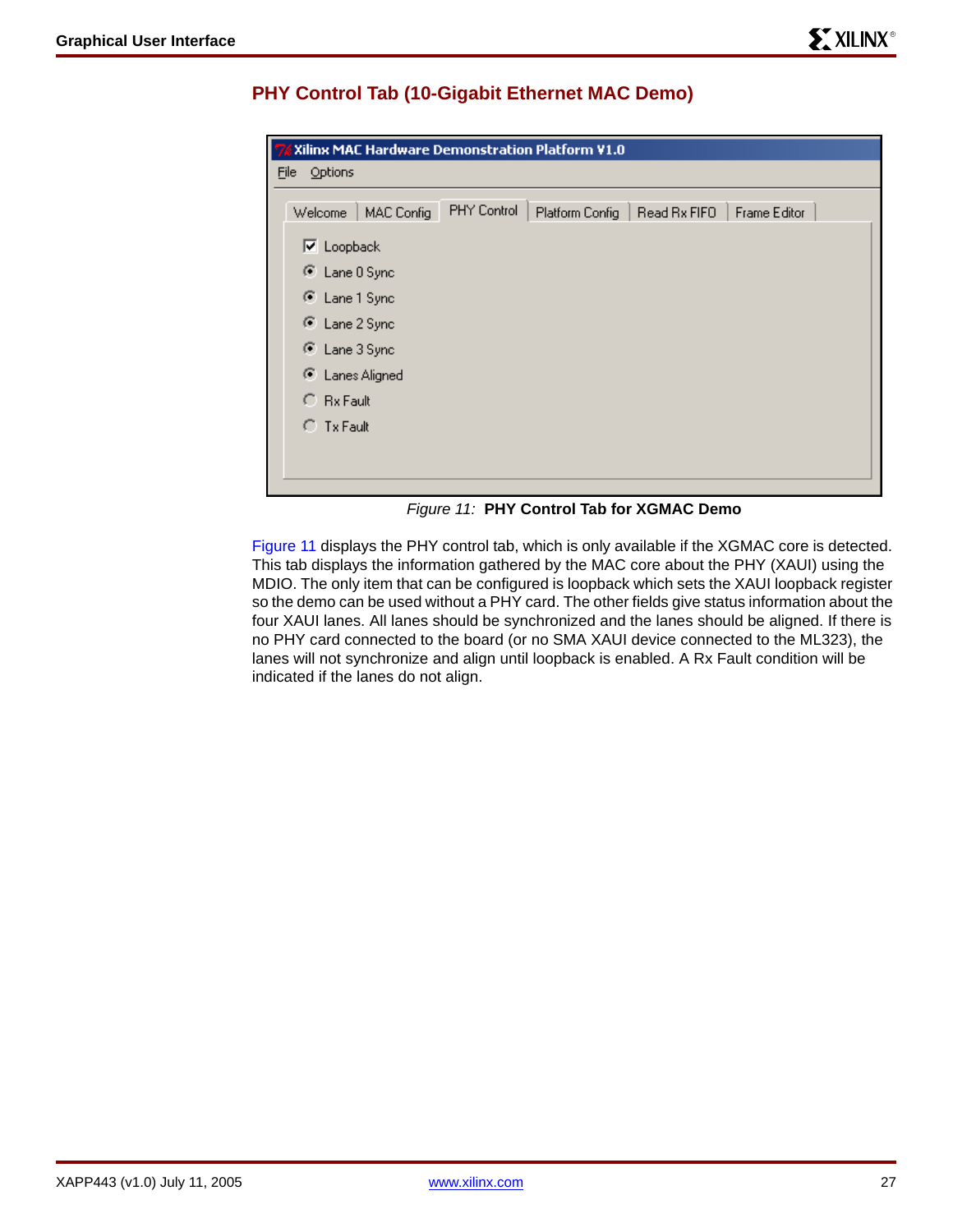## PHY Control Tab (10-Gigabit Ethernet MAC Demo)

*Figure 11:* **PHY Control Tab for XGMAC Demo**

Figure 11 displays the PHY control tab, which is only available if the XGMAC core is detected. This tab displays the information gathered by the MAC core about the PHY (XAUI) using the MDIO. The only item that can be configured is loopback which sets the XAUI loopback register so the demo can be used without a PHY card. The other fields give status information about the four XAUI lanes. All lanes should be synchronized and the lanes should be aligned. If there is no PHY card connected to the board (or no SMA XAUI device connected to the ML323), the lanes will not synchronize and align until loopback is enabled. A Rx Fault condition will be indicated if the lanes do not align.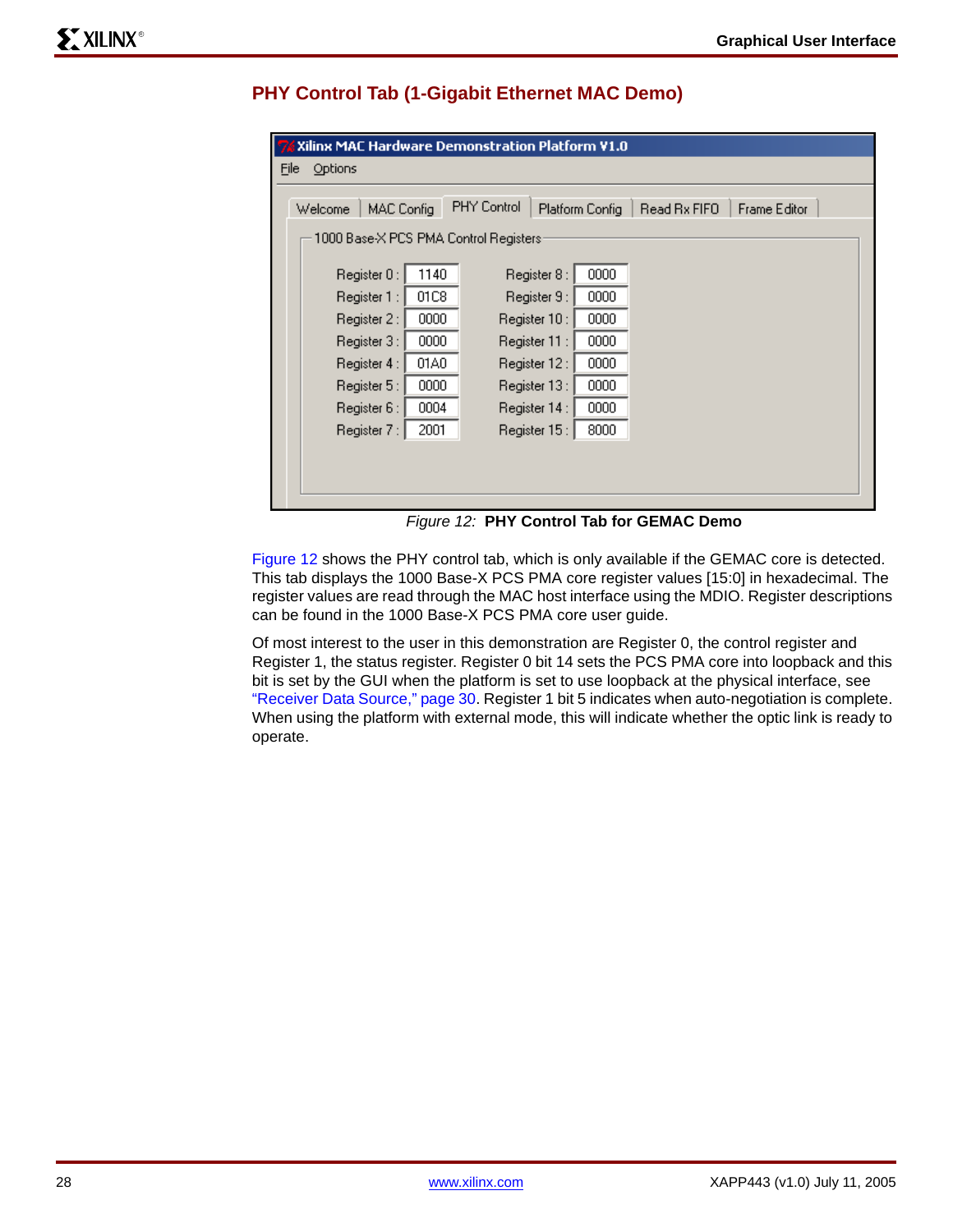## PHY Control Tab (1-Gigabit Ethernet MAC Demo)

Figure 12: **PHY Control Tab for GEMAC Demo**

Figure 12 shows the PHY control tab, which is only available if the GEMAC core is detected. This tab displays the 1000 Base-X PCS PMA core register values [15:0] in hexadecimal. The register values are read through the MAC host interface using the MDIO. Register descriptions can be found in the 1000 Base-X PCS PMA core user guide.

Of most interest to the user in this demonstration are Register 0, the control register and Register 1, the status register. Register 0 bit 14 sets the PCS PMA core into loopback and this bit is set by the GUI when the platform is set to use loopback at the physical interface, see "Receiver Data Source," page 30. Register 1 bit 5 indicates when auto-negotiation is complete. When using the platform with external mode, this will indicate whether the optic link is ready to operate.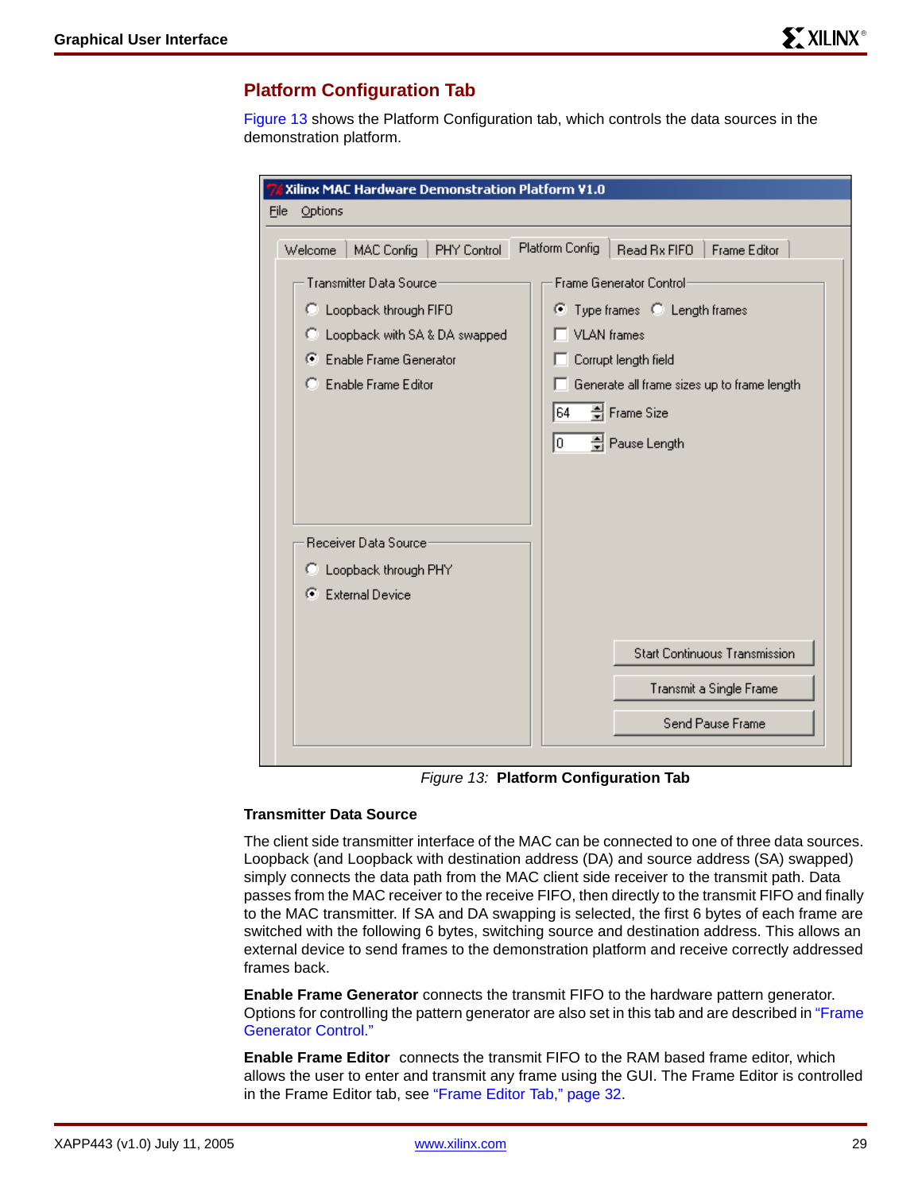## Platform Configuration Tab

Figure 13 shows the Platform Configuration tab, which controls the data sources in the demonstration platform.

*Figure 13:* **Platform Configuration Tab**

### Transmitter Data Source

The client side transmitter interface of the MAC can be connected to one of three data sources. Loopback (and Loopback with destination address (DA) and source address (SA) swapped) simply connects the data path from the MAC client side receiver to the transmit path. Data passes from the MAC receiver to the receive FIFO, then directly to the transmit FIFO and finally to the MAC transmitter. If SA and DA swapping is selected, the first 6 bytes of each frame are switched with the following 6 bytes, switching source and destination address. This allows an external device to send frames to the demonstration platform and receive correctly addressed frames back.

**Enable Frame Generator** connects the transmit FIFO to the hardware pattern generator. Options for controlling the pattern generator are also set in this tab and are described in "Frame Generator Control."

**Enable Frame Editor** connects the transmit FIFO to the RAM based frame editor, which allows the user to enter and transmit any frame using the GUI. The Frame Editor is controlled in the Frame Editor tab, see "Frame Editor Tab," page 32.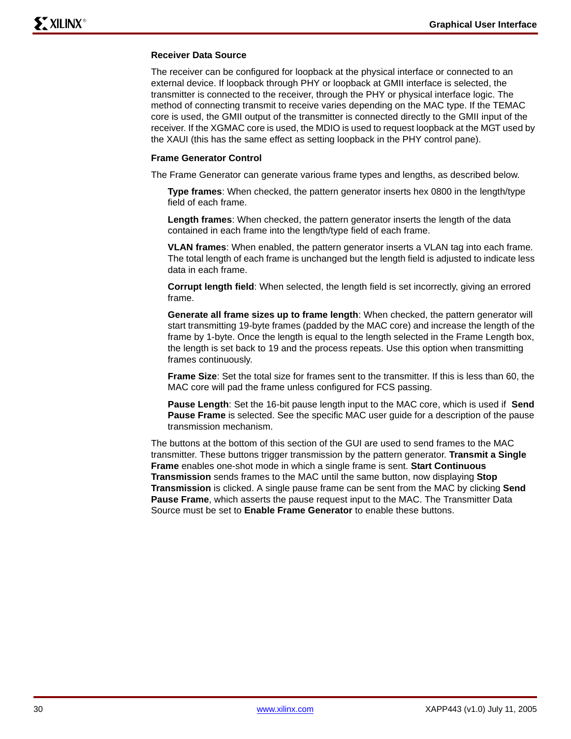### Receiver Data Source

The receiver can be configured for loopback at the physical interface or connected to an external device. If loopback through PHY or loopback at GMII interface is selected, the transmitter is connected to the receiver, through the PHY or physical interface logic. The method of connecting transmit to receive varies depending on the MAC type. If the TEMAC core is used, the GMII output of the transmitter is connected directly to the GMII input of the receiver. If the XGMAC core is used, the MDIO is used to request loopback at the MGT used by the XAUI (this has the same effect as setting loopback in the PHY control pane).

### Frame Generator Control

The Frame Generator can generate various frame types and lengths, as described below.

**Type frames**: When checked, the pattern generator inserts hex 0800 in the length/type field of each frame.

**Length frames**: When checked, the pattern generator inserts the length of the data contained in each frame into the length/type field of each frame.

**VLAN frames**: When enabled, the pattern generator inserts a VLAN tag into each frame. The total length of each frame is unchanged but the length field is adjusted to indicate less data in each frame.

**Corrupt length field**: When selected, the length field is set incorrectly, giving an errored frame.

**Generate all frame sizes up to frame length**: When checked, the pattern generator will start transmitting 19-byte frames (padded by the MAC core) and increase the length of the frame by 1-byte. Once the length is equal to the length selected in the Frame Length box, the length is set back to 19 and the process repeats. Use this option when transmitting frames continuously.

**Frame Size**: Set the total size for frames sent to the transmitter. If this is less than 60, the MAC core will pad the frame unless configured for FCS passing.

**Pause Length**: Set the 16-bit pause length input to the MAC core, which is used if **Send Pause Frame** is selected. See the specific MAC user guide for a description of the pause transmission mechanism.

The buttons at the bottom of this section of the GUI are used to send frames to the MAC transmitter. These buttons trigger transmission by the pattern generator. **Transmit a Single Frame** enables one-shot mode in which a single frame is sent. **Start Continuous Transmission** sends frames to the MAC until the same button, now displaying **Stop Transmission** is clicked. A single pause frame can be sent from the MAC by clicking **Send Pause Frame**, which asserts the pause request input to the MAC. The Transmitter Data Source must be set to **Enable Frame Generator** to enable these buttons.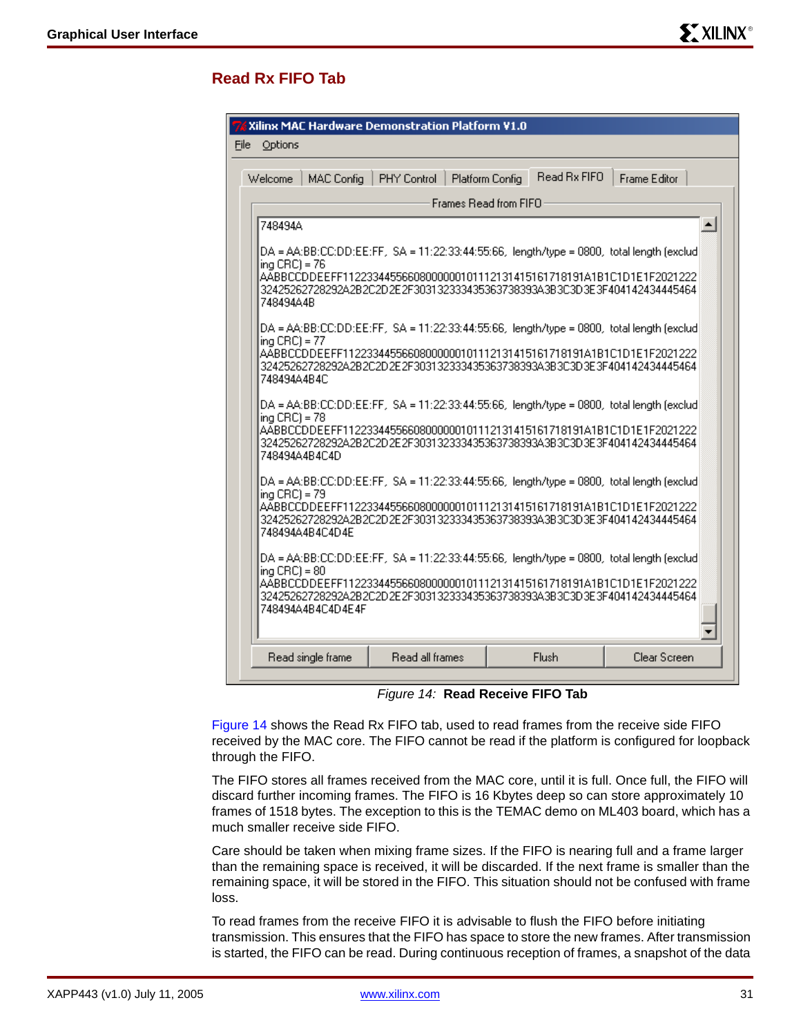## Read Rx FIFO Tab

*Figure 14:* **Read Receive FIFO Tab**

Figure 14 shows the Read Rx FIFO tab, used to read frames from the receive side FIFO received by the MAC core. The FIFO cannot be read if the platform is configured for loopback through the FIFO.

The FIFO stores all frames received from the MAC core, until it is full. Once full, the FIFO will discard further incoming frames. The FIFO is 16 Kbytes deep so can store approximately 10 frames of 1518 bytes. The exception to this is the TEMAC demo on ML403 board, which has a much smaller receive side FIFO.

Care should be taken when mixing frame sizes. If the FIFO is nearing full and a frame larger than the remaining space is received, it will be discarded. If the next frame is smaller than the remaining space, it will be stored in the FIFO. This situation should not be confused with frame loss.

To read frames from the receive FIFO it is advisable to flush the FIFO before initiating transmission. This ensures that the FIFO has space to store the new frames. After transmission is started, the FIFO can be read. During continuous reception of frames, a snapshot of the data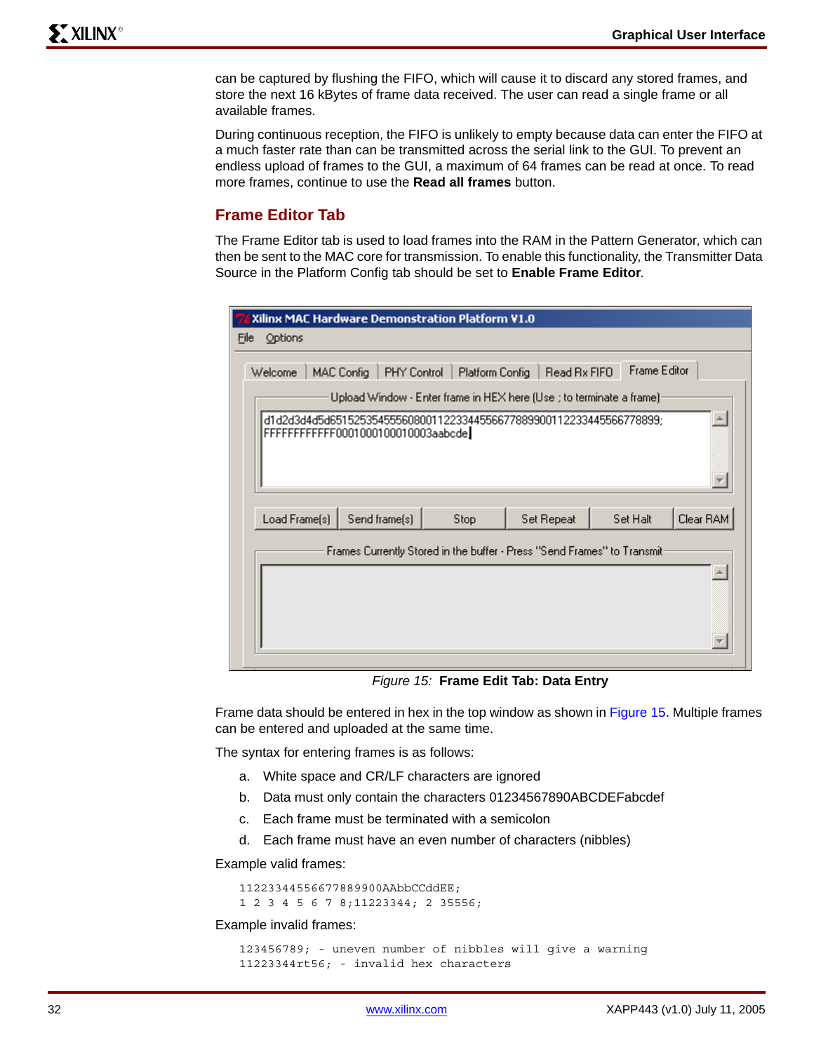can be captured by flushing the FIFO, which will cause it to discard any stored frames, and store the next 16 kBytes of frame data received. The user can read a single frame or all available frames.

During continuous reception, the FIFO is unlikely to empty because data can enter the FIFO at a much faster rate than can be transmitted across the serial link to the GUI. To prevent an endless upload of frames to the GUI, a maximum of 64 frames can be read at once. To read more frames, continue to use the **Read all frames** button.

## Frame Editor Tab

The Frame Editor tab is used to load frames into the RAM in the Pattern Generator, which can then be sent to the MAC core for transmission. To enable this functionality, the Transmitter Data Source in the Platform Config tab should be set to **Enable Frame Editor**.

*Figure 15:* **Frame Edit Tab: Data Entry**

Frame data should be entered in hex in the top window as shown in Figure 15. Multiple frames can be entered and uploaded at the same time.

The syntax for entering frames is as follows:

a. White space and CR/LF characters are ignored

b. Data must only contain the characters 01234567890ABCDEFabcdef

c. Each frame must be terminated with a semicolon

d. Each frame must have an even number of characters (nibbles)

Example valid frames:

```
112233445566778899 00AAbbCCddEE;
1 2 3 4 5 6 7 8;11223344; 2 35556;
```

Example invalid frames:

```
123456789; - uneven number of nibbles will give a warning
11223344rt56; - invalid hex characters
```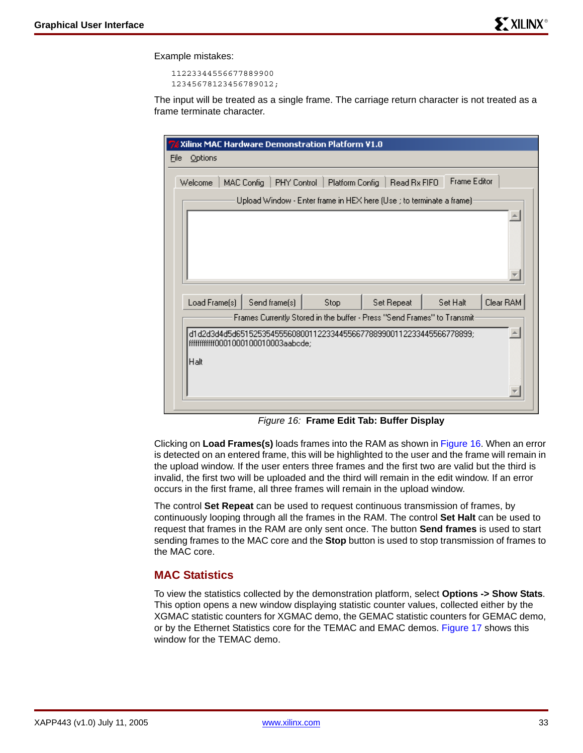Example mistakes:

```
11223344556677889900
12345678123456789012;
```

The input will be treated as a single frame. The carriage return character is not treated as a frame terminate character.

*Figure 16:* **Frame Edit Tab: Buffer Display**

Clicking on **Load Frames(s)** loads frames into the RAM as shown in Figure 16. When an error is detected on an entered frame, this will be highlighted to the user and the frame will remain in the upload window. If the user enters three frames and the first two are valid but the third is invalid, the first two will be uploaded and the third will remain in the edit window. If an error occurs in the first frame, all three frames will remain in the upload window.

The control **Set Repeat** can be used to request continuous transmission of frames, by continuously looping through all the frames in the RAM. The control **Set Halt** can be used to request that frames in the RAM are only sent once. The button **Send frames** is used to start sending frames to the MAC core and the **Stop** button is used to stop transmission of frames to the MAC core.

## MAC Statistics

To view the statistics collected by the demonstration platform, select **Options -> Show Stats**. This option opens a new window displaying statistic counter values, collected either by the XGMAC statistic counters for XGMAC demo, the GEMAC statistic counters for GEMAC demo, or by the Ethernet Statistics core for the TEMAC and EMAC demos. Figure 17 shows this window for the TEMAC demo.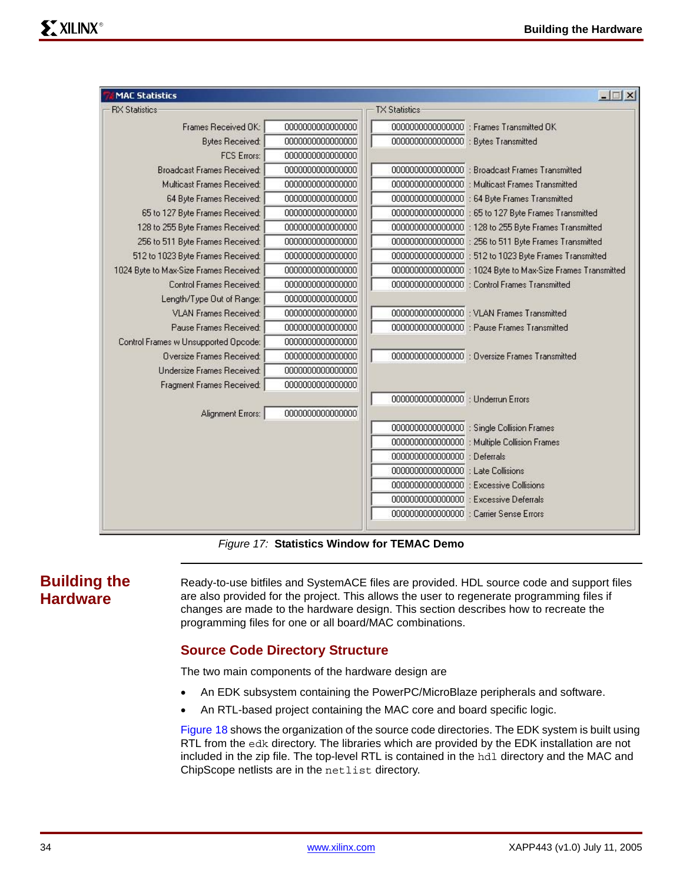**MAC Statistics**

**RX Statistics**

| Statistic | Value |
|---|---|
| Frames Received OK: | 0000000000000000 |
| Bytes Received: | 0000000000000000 |
| FCS Errors: | 0000000000000000 |
| Broadcast Frames Received: | 0000000000000000 |
| Multicast Frames Received: | 0000000000000000 |
| 64 Byte Frames Received: | 0000000000000000 |
| 65 to 127 Byte Frames Received: | 0000000000000000 |
| 128 to 255 Byte Frames Received: | 0000000000000000 |
| 256 to 511 Byte Frames Received: | 0000000000000000 |
| 512 to 1023 Byte Frames Received: | 0000000000000000 |
| 1024 Byte to Max-Size Frames Received: | 0000000000000000 |
| Control Frames Received: | 0000000000000000 |
| Length/Type Out of Range: | 0000000000000000 |
| VLAN Frames Received: | 0000000000000000 |
| Pause Frames Received: | 0000000000000000 |
| Control Frames w Unsupported Opcode: | 0000000000000000 |
| Oversize Frames Received: | 0000000000000000 |
| Undersize Frames Received: | 0000000000000000 |
| Fragment Frames Received: | 0000000000000000 |
| Alignment Errors: | 0000000000000000 |

**TX Statistics**

| Value | Statistic |
|---|---|
| 0000000000000000 | : Frames Transmitted OK |
| 0000000000000000 | : Bytes Transmitted |
| 0000000000000000 | : Broadcast Frames Transmitted |
| 0000000000000000 | : Multicast Frames Transmitted |
| 0000000000000000 | : 64 Byte Frames Transmitted |
| 0000000000000000 | : 65 to 127 Byte Frames Transmitted |
| 0000000000000000 | : 128 to 255 Byte Frames Transmitted |
| 0000000000000000 | : 256 to 511 Byte Frames Transmitted |
| 0000000000000000 | : 512 to 1023 Byte Frames Transmitted |
| 0000000000000000 | : 1024 Byte to Max-Size Frames Transmitted |
| 0000000000000000 | : Control Frames Transmitted |
| 0000000000000000 | : VLAN Frames Transmitted |
| 0000000000000000 | : Pause Frames Transmitted |
| 0000000000000000 | : Oversize Frames Transmitted |
| 0000000000000000 | : Underrun Errors |
| 0000000000000000 | : Single Collision Frames |
| 0000000000000000 | : Multiple Collision Frames |
| 0000000000000000 | : Deferrals |
| 0000000000000000 | : Late Collisions |
| 0000000000000000 | : Excessive Collisions |
| 0000000000000000 | : Excessive Deferrals |
| 0000000000000000 | : Carrier Sense Errors |

*Figure 17:* **Statistics Window for TEMAC Demo**

## Building the Hardware

Ready-to-use bitfiles and SystemACE files are provided. HDL source code and support files are also provided for the project. This allows the user to regenerate programming files if changes are made to the hardware design. This section describes how to recreate the programming files for one or all board/MAC combinations.

### Source Code Directory Structure

The two main components of the hardware design are

- An EDK subsystem containing the PowerPC/MicroBlaze peripherals and software.
- An RTL-based project containing the MAC core and board specific logic.

Figure 18 shows the organization of the source code directories. The EDK system is built using RTL from the `edk` directory. The libraries which are provided by the EDK installation are not included in the zip file. The top-level RTL is contained in the `hdl` directory and the MAC and ChipScope netlists are in the `netlist` directory.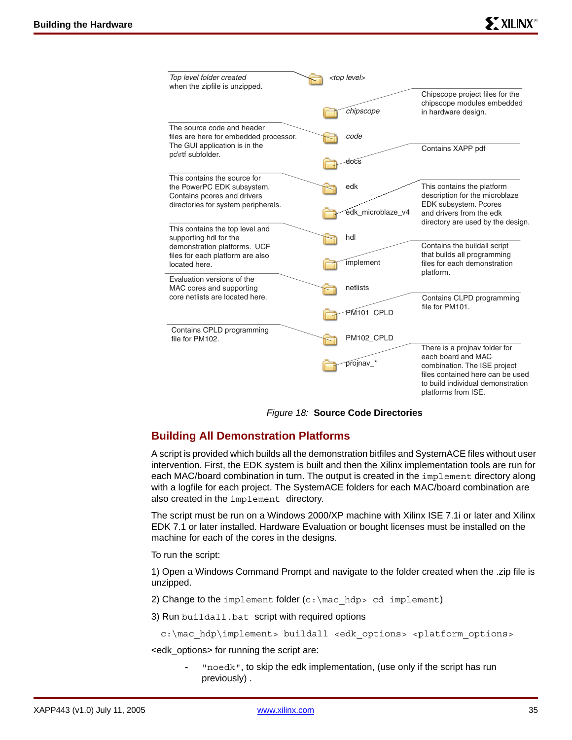| Folder | Description |
|---|---|
| *<top level>* | *Top level folder created* when the zipfile is unzipped. |
| *chipscope* | Chipscope project files for the chipscope modules embedded in hardware design. |
| *code* | The source code and header files are here for embedded processor. The GUI application is in the pc\rtf subfolder. |
| docs | Contains XAPP pdf |
| edk | This contains the source for the PowerPC EDK subsystem. Contains pcores and drivers directories for system peripherals. |
| edk_microblaze_v4 | This contains the platform description for the microblaze EDK subsystem. Pcores and drivers from the edk directory are used by the design. |
| hdl | This contains the top level and supporting hdl for the demonstration platforms. UCF files for each platform are also located here. |
| implement | Contains the buildall script that builds all programming files for each demonstration platform. |
| netlists | Evaluation versions of the MAC cores and supporting core netlists are located here. |
| PM101_CPLD | Contains CLPD programming file for PM101. |
| PM102_CPLD | Contains CPLD programming file for PM102. |
| projnav_* | There is a projnav folder for each board and MAC combination. The ISE project files contained here can be used to build individual demonstration platforms from ISE. |

*Figure 18:* **Source Code Directories**

## Building All Demonstration Platforms

A script is provided which builds all the demonstration bitfiles and SystemACE files without user intervention. First, the EDK system is built and then the Xilinx implementation tools are run for each MAC/board combination in turn. The output is created in the `implement` directory along with a logfile for each project. The SystemACE folders for each MAC/board combination are also created in the `implement` directory.

The script must be run on a Windows 2000/XP machine with Xilinx ISE 7.1i or later and Xilinx EDK 7.1 or later installed. Hardware Evaluation or bought licenses must be installed on the machine for each of the cores in the designs.

To run the script:

1) Open a Windows Command Prompt and navigate to the folder created when the .zip file is unzipped.

2) Change to the `implement` folder (`c:\mac_hdp> cd implement`)

3) Run `buildall.bat` script with required options

```
c:\mac_hdp\implement> buildall <edk_options> <platform_options>
```

<edk_options> for running the script are:

- `"noedk"`, to skip the edk implementation, (use only if the script has run previously) .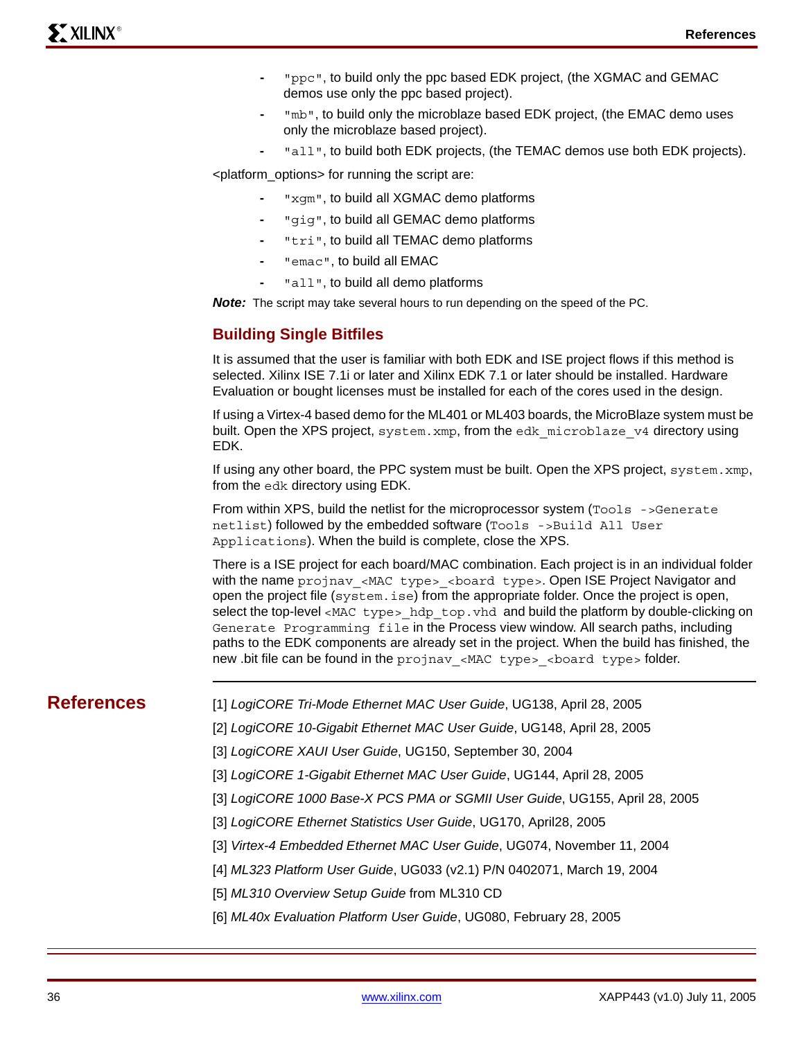- "ppc", to build only the ppc based EDK project, (the XGMAC and GEMAC demos use only the ppc based project).
- "mb", to build only the microblaze based EDK project, (the EMAC demo uses only the microblaze based project).
- "all", to build both EDK projects, (the TEMAC demos use both EDK projects).

<platform_options> for running the script are:

- "xgm", to build all XGMAC demo platforms
- "gig", to build all GEMAC demo platforms
- "tri", to build all TEMAC demo platforms
- "emac", to build all EMAC
- "all", to build all demo platforms

***Note:*** The script may take several hours to run depending on the speed of the PC.

### Building Single Bitfiles

It is assumed that the user is familiar with both EDK and ISE project flows if this method is selected. Xilinx ISE 7.1i or later and Xilinx EDK 7.1 or later should be installed. Hardware Evaluation or bought licenses must be installed for each of the cores used in the design.

If using a Virtex-4 based demo for the ML401 or ML403 boards, the MicroBlaze system must be built. Open the XPS project, `system.xmp`, from the `edk_microblaze_v4` directory using EDK.

If using any other board, the PPC system must be built. Open the XPS project, `system.xmp`, from the `edk` directory using EDK.

From within XPS, build the netlist for the microprocessor system (`Tools ->Generate netlist`) followed by the embedded software (`Tools ->Build All User Applications`). When the build is complete, close the XPS.

There is a ISE project for each board/MAC combination. Each project is in an individual folder with the name `projnav_<MAC type>_<board type>`. Open ISE Project Navigator and open the project file (`system.ise`) from the appropriate folder. Once the project is open, select the top-level `<MAC type>_hdp_top.vhd` and build the platform by double-clicking on `Generate Programming file` in the Process view window. All search paths, including paths to the EDK components are already set in the project. When the build has finished, the new .bit file can be found in the `projnav_<MAC type>_<board type>` folder.

## References

[1] *LogiCORE Tri-Mode Ethernet MAC User Guide*, UG138, April 28, 2005

[2] *LogiCORE 10-Gigabit Ethernet MAC User Guide*, UG148, April 28, 2005

[3] *LogiCORE XAUI User Guide*, UG150, September 30, 2004

[3] *LogiCORE 1-Gigabit Ethernet MAC User Guide*, UG144, April 28, 2005

[3] *LogiCORE 1000 Base-X PCS PMA or SGMII User Guide*, UG155, April 28, 2005

[3] *LogiCORE Ethernet Statistics User Guide*, UG170, April28, 2005

[3] *Virtex-4 Embedded Ethernet MAC User Guide*, UG074, November 11, 2004

[4] *ML323 Platform User Guide*, UG033 (v2.1) P/N 0402071, March 19, 2004

[5] *ML310 Overview Setup Guide* from ML310 CD

[6] *ML40x Evaluation Platform User Guide*, UG080, February 28, 2005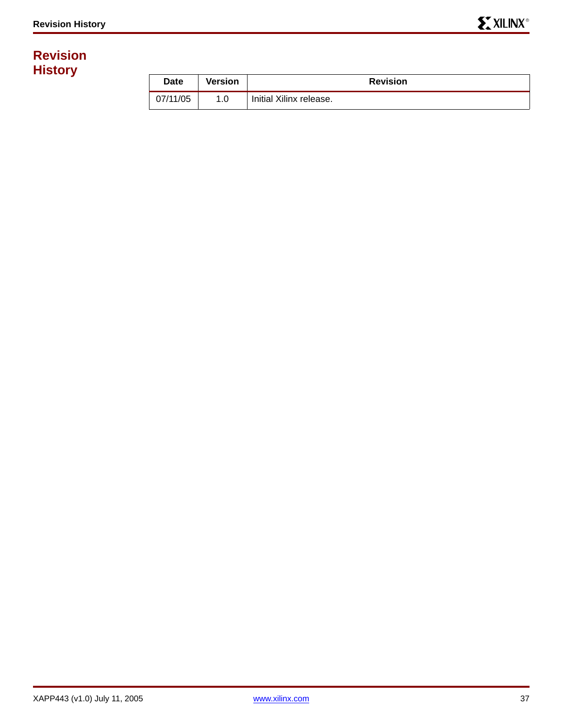## Revision History

| Date | Version | Revision |
|---|---|---|
| 07/11/05 | 1.0 | Initial Xilinx release. |